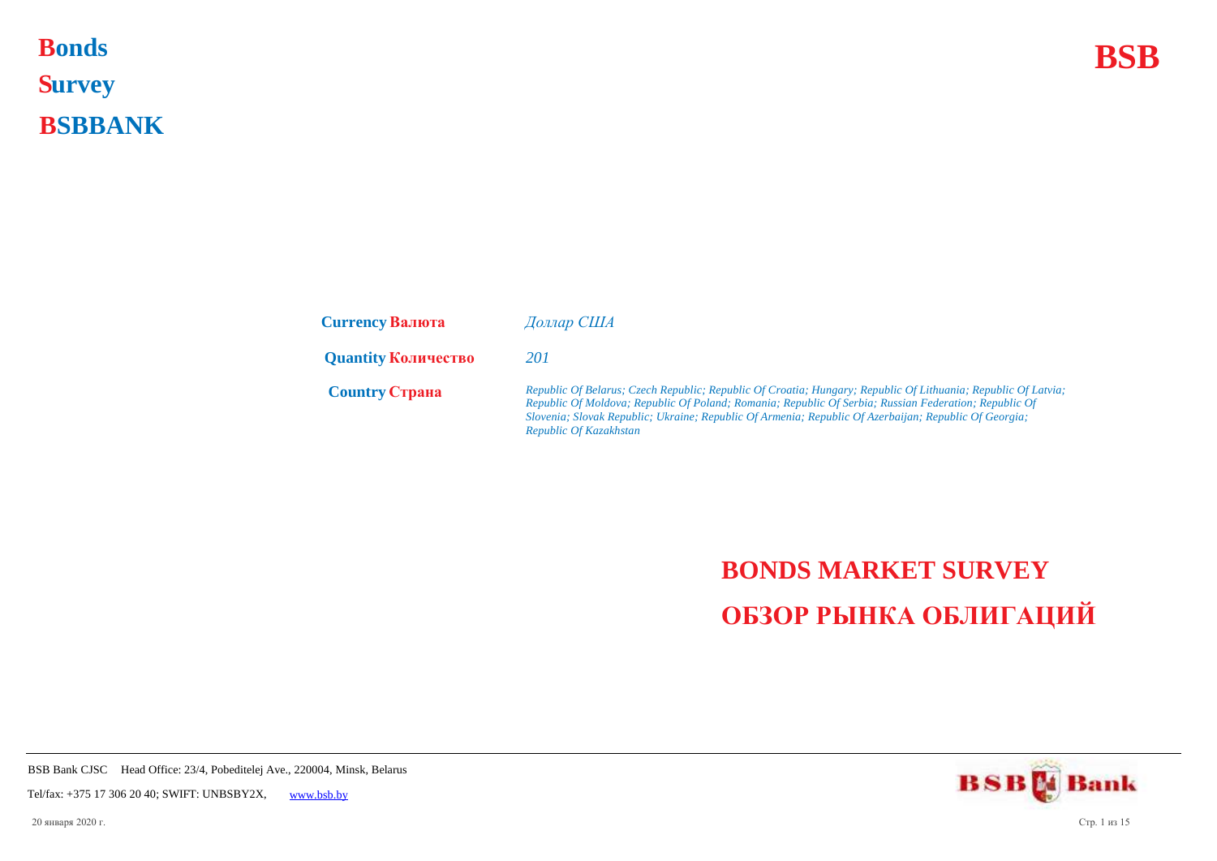# Bonds
# Survey
# BSBBANK

**BSB**

| | |
|---|---|
| **Currency Валюта** | *Доллар США* |
| **Quantity Количество** | *201* |
| **Country Страна** | *Republic Of Belarus; Czech Republic; Republic Of Croatia; Hungary; Republic Of Lithuania; Republic Of Latvia; Republic Of Moldova; Republic Of Poland; Romania; Republic Of Serbia; Russian Federation; Republic Of Slovenia; Slovak Republic; Ukraine; Republic Of Armenia; Republic Of Azerbaijan; Republic Of Georgia; Republic Of Kazakhstan* |

## BONDS MARKET SURVEY
## ОБЗОР РЫНКА ОБЛИГАЦИЙ

BSB Bank CJSC Head Office: 23/4, Pobeditelej Ave., 220004, Minsk, Belarus

Tel/fax: +375 17 306 20 40; SWIFT: UNBSBY2X, www.bsb.by

20 января 2020 г.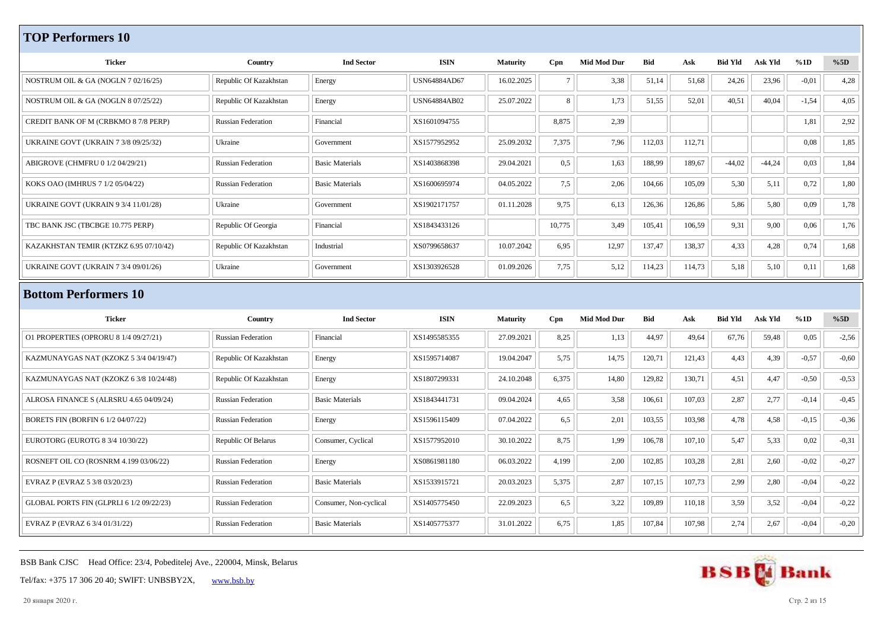## TOP Performers 10

| Ticker | Country | Ind Sector | ISIN | Maturity | Cpn | Mid Mod Dur | Bid | Ask | Bid Yld | Ask Yld | %1D | %5D |
|---|---|---|---|---|---|---|---|---|---|---|---|---|
| NOSTRUM OIL & GA (NOGLN 7 02/16/25) | Republic Of Kazakhstan | Energy | USN64884AD67 | 16.02.2025 | 7 | 3,38 | 51,14 | 51,68 | 24,26 | 23,96 | -0,01 | 4,28 |
| NOSTRUM OIL & GA (NOGLN 8 07/25/22) | Republic Of Kazakhstan | Energy | USN64884AB02 | 25.07.2022 | 8 | 1,73 | 51,55 | 52,01 | 40,51 | 40,04 | -1,54 | 4,05 |
| CREDIT BANK OF M (CRBKMO 8 7/8 PERP) | Russian Federation | Financial | XS1601094755 | | 8,875 | 2,39 | | | | | 1,81 | 2,92 |
| UKRAINE GOVT (UKRAIN 7 3/8 09/25/32) | Ukraine | Government | XS1577952952 | 25.09.2032 | 7,375 | 7,96 | 112,03 | 112,71 | | | 0,08 | 1,85 |
| ABIGROVE (CHMFRU 0 1/2 04/29/21) | Russian Federation | Basic Materials | XS1403868398 | 29.04.2021 | 0,5 | 1,63 | 188,99 | 189,67 | -44,02 | -44,24 | 0,03 | 1,84 |
| KOKS OAO (IMHRUS 7 1/2 05/04/22) | Russian Federation | Basic Materials | XS1600695974 | 04.05.2022 | 7,5 | 2,06 | 104,66 | 105,09 | 5,30 | 5,11 | 0,72 | 1,80 |
| UKRAINE GOVT (UKRAIN 9 3/4 11/01/28) | Ukraine | Government | XS1902171757 | 01.11.2028 | 9,75 | 6,13 | 126,36 | 126,86 | 5,86 | 5,80 | 0,09 | 1,78 |
| TBC BANK JSC (TBCBGE 10.775 PERP) | Republic Of Georgia | Financial | XS1843433126 | | 10,775 | 3,49 | 105,41 | 106,59 | 9,31 | 9,00 | 0,06 | 1,76 |
| KAZAKHSTAN TEMIR (KTZKZ 6.95 07/10/42) | Republic Of Kazakhstan | Industrial | XS0799658637 | 10.07.2042 | 6,95 | 12,97 | 137,47 | 138,37 | 4,33 | 4,28 | 0,74 | 1,68 |
| UKRAINE GOVT (UKRAIN 7 3/4 09/01/26) | Ukraine | Government | XS1303926528 | 01.09.2026 | 7,75 | 5,12 | 114,23 | 114,73 | 5,18 | 5,10 | 0,11 | 1,68 |

## Bottom Performers 10

| Ticker | Country | Ind Sector | ISIN | Maturity | Cpn | Mid Mod Dur | Bid | Ask | Bid Yld | Ask Yld | %1D | %5D |
|---|---|---|---|---|---|---|---|---|---|---|---|---|
| O1 PROPERTIES (OPRORU 8 1/4 09/27/21) | Russian Federation | Financial | XS1495585355 | 27.09.2021 | 8,25 | 1,13 | 44,97 | 49,64 | 67,76 | 59,48 | 0,05 | -2,56 |
| KAZMUNAYGAS NAT (KZOKZ 5 3/4 04/19/47) | Republic Of Kazakhstan | Energy | XS1595714087 | 19.04.2047 | 5,75 | 14,75 | 120,71 | 121,43 | 4,43 | 4,39 | -0,57 | -0,60 |
| KAZMUNAYGAS NAT (KZOKZ 6 3/8 10/24/48) | Republic Of Kazakhstan | Energy | XS1807299331 | 24.10.2048 | 6,375 | 14,80 | 129,82 | 130,71 | 4,51 | 4,47 | -0,50 | -0,53 |
| ALROSA FINANCE S (ALRSRU 4.65 04/09/24) | Russian Federation | Basic Materials | XS1843441731 | 09.04.2024 | 4,65 | 3,58 | 106,61 | 107,03 | 2,87 | 2,77 | -0,14 | -0,45 |
| BORETS FIN (BORFIN 6 1/2 04/07/22) | Russian Federation | Energy | XS1596115409 | 07.04.2022 | 6,5 | 2,01 | 103,55 | 103,98 | 4,78 | 4,58 | -0,15 | -0,36 |
| EUROTORG (EUROTG 8 3/4 10/30/22) | Republic Of Belarus | Consumer, Cyclical | XS1577952010 | 30.10.2022 | 8,75 | 1,99 | 106,78 | 107,10 | 5,47 | 5,33 | 0,02 | -0,31 |
| ROSNEFT OIL CO (ROSNRM 4.199 03/06/22) | Russian Federation | Energy | XS0861981180 | 06.03.2022 | 4,199 | 2,00 | 102,85 | 103,28 | 2,81 | 2,60 | -0,02 | -0,27 |
| EVRAZ P (EVRAZ 5 3/8 03/20/23) | Russian Federation | Basic Materials | XS1533915721 | 20.03.2023 | 5,375 | 2,87 | 107,15 | 107,73 | 2,99 | 2,80 | -0,04 | -0,22 |
| GLOBAL PORTS FIN (GLPRLI 6 1/2 09/22/23) | Russian Federation | Consumer, Non-cyclical | XS1405775450 | 22.09.2023 | 6,5 | 3,22 | 109,89 | 110,18 | 3,59 | 3,52 | -0,04 | -0,22 |
| EVRAZ P (EVRAZ 6 3/4 01/31/22) | Russian Federation | Basic Materials | XS1405775377 | 31.01.2022 | 6,75 | 1,85 | 107,84 | 107,98 | 2,74 | 2,67 | -0,04 | -0,20 |

BSB Bank CJSC Head Office: 23/4, Pobeditelej Ave., 220004, Minsk, Belarus

Tel/fax: +375 17 306 20 40; SWIFT: UNBSBY2X, www.bsb.by

20 января 2020 г.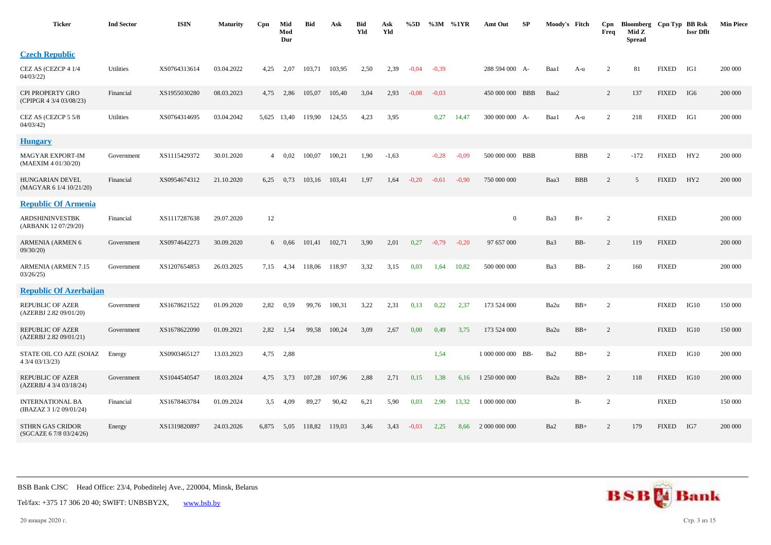| Ticker | Ind Sector | ISIN | Maturity | Cpn | Mid Mod Dur | Bid | Ask | Bid Yld | Ask Yld | %5D | %3M | %1YR | Amt Out | SP | Moody's | Fitch | Cpn Freq | Bloomberg Mid Z Spread | Cpn Typ | BB Rsk Issr Dflt | Min Piece |
|---|---|---|---|---|---|---|---|---|---|---|---|---|---|---|---|---|---|---|---|---|---|
| **Czech Republic** | | | | | | | | | | | | | | | | | | | | | |
| CEZ AS (CEZCP 4 1/4 04/03/22) | Utilities | XS0764313614 | 03.04.2022 | 4,25 | 2,07 | 103,71 | 103,95 | 2,50 | 2,39 | -0,04 | -0,39 | | 288 594 000 | A- | Baa1 | A-u | 2 | 81 | FIXED | IG1 | 200 000 |
| CPI PROPERTY GRO (CPIPGR 4 3/4 03/08/23) | Financial | XS1955030280 | 08.03.2023 | 4,75 | 2,86 | 105,07 | 105,40 | 3,04 | 2,93 | -0,08 | -0,03 | | 450 000 000 | BBB | Baa2 | | 2 | 137 | FIXED | IG6 | 200 000 |
| CEZ AS (CEZCP 5 5/8 04/03/42) | Utilities | XS0764314695 | 03.04.2042 | 5,625 | 13,40 | 119,90 | 124,55 | 4,23 | 3,95 | | 0,27 | 14,47 | 300 000 000 | A- | Baa1 | A-u | 2 | 218 | FIXED | IG1 | 200 000 |
| **Hungary** | | | | | | | | | | | | | | | | | | | | | |
| MAGYAR EXPORT-IM (MAEXIM 4 01/30/20) | Government | XS1115429372 | 30.01.2020 | 4 | 0,02 | 100,07 | 100,21 | 1,90 | -1,63 | | -0,28 | -0,09 | 500 000 000 | BBB | | BBB | 2 | -172 | FIXED | HY2 | 200 000 |
| HUNGARIAN DEVEL (MAGYAR 6 1/4 10/21/20) | Financial | XS0954674312 | 21.10.2020 | 6,25 | 0,73 | 103,16 | 103,41 | 1,97 | 1,64 | -0,20 | -0,61 | -0,90 | 750 000 000 | | Baa3 | BBB | 2 | 5 | FIXED | HY2 | 200 000 |
| **Republic Of Armenia** | | | | | | | | | | | | | | | | | | | | | |
| ARDSHININVESTBK (ARBANK 12 07/29/20) | Financial | XS1117287638 | 29.07.2020 | 12 | | | | | | | | | 0 | | Ba3 | B+ | 2 | | FIXED | | 200 000 |
| ARMENIA (ARMEN 6 09/30/20) | Government | XS0974642273 | 30.09.2020 | 6 | 0,66 | 101,41 | 102,71 | 3,90 | 2,01 | 0,27 | -0,79 | -0,20 | 97 657 000 | | Ba3 | BB- | 2 | 119 | FIXED | | 200 000 |
| ARMENIA (ARMEN 7.15 03/26/25) | Government | XS1207654853 | 26.03.2025 | 7,15 | 4,34 | 118,06 | 118,97 | 3,32 | 3,15 | 0,03 | 1,64 | 10,82 | 500 000 000 | | Ba3 | BB- | 2 | 160 | FIXED | | 200 000 |
| **Republic Of Azerbaijan** | | | | | | | | | | | | | | | | | | | | | |
| REPUBLIC OF AZER (AZERBJ 2.82 09/01/20) | Government | XS1678621522 | 01.09.2020 | 2,82 | 0,59 | 99,76 | 100,31 | 3,22 | 2,31 | 0,13 | 0,22 | 2,37 | 173 524 000 | | Ba2u | BB+ | 2 | | FIXED | IG10 | 150 000 |
| REPUBLIC OF AZER (AZERBJ 2.82 09/01/21) | Government | XS1678622090 | 01.09.2021 | 2,82 | 1,54 | 99,58 | 100,24 | 3,09 | 2,67 | 0,00 | 0,49 | 3,75 | 173 524 000 | | Ba2u | BB+ | 2 | | FIXED | IG10 | 150 000 |
| STATE OIL CO AZE (SOIAZ 4 3/4 03/13/23) | Energy | XS0903465127 | 13.03.2023 | 4,75 | 2,88 | | | | | | 1,54 | | 1 000 000 000 | BB- | Ba2 | BB+ | 2 | | FIXED | IG10 | 200 000 |
| REPUBLIC OF AZER (AZERBJ 4 3/4 03/18/24) | Government | XS1044540547 | 18.03.2024 | 4,75 | 3,73 | 107,28 | 107,96 | 2,88 | 2,71 | 0,15 | 1,38 | 6,16 | 1 250 000 000 | | Ba2u | BB+ | 2 | 118 | FIXED | IG10 | 200 000 |
| INTERNATIONAL BA (IBAZAZ 3 1/2 09/01/24) | Financial | XS1678463784 | 01.09.2024 | 3,5 | 4,09 | 89,27 | 90,42 | 6,21 | 5,90 | 0,03 | 2,90 | 13,32 | 1 000 000 000 | | | B- | 2 | | FIXED | | 150 000 |
| STHRN GAS CRIDOR (SGCAZE 6 7/8 03/24/26) | Energy | XS1319820897 | 24.03.2026 | 6,875 | 5,05 | 118,82 | 119,03 | 3,46 | 3,43 | -0,03 | 2,25 | 8,66 | 2 000 000 000 | | Ba2 | BB+ | 2 | 179 | FIXED | IG7 | 200 000 |

BSB Bank CJSC Head Office: 23/4, Pobeditelej Ave., 220004, Minsk, Belarus

Tel/fax: +375 17 306 20 40; SWIFT: UNBSBY2X, www.bsb.by

20 января 2020 г.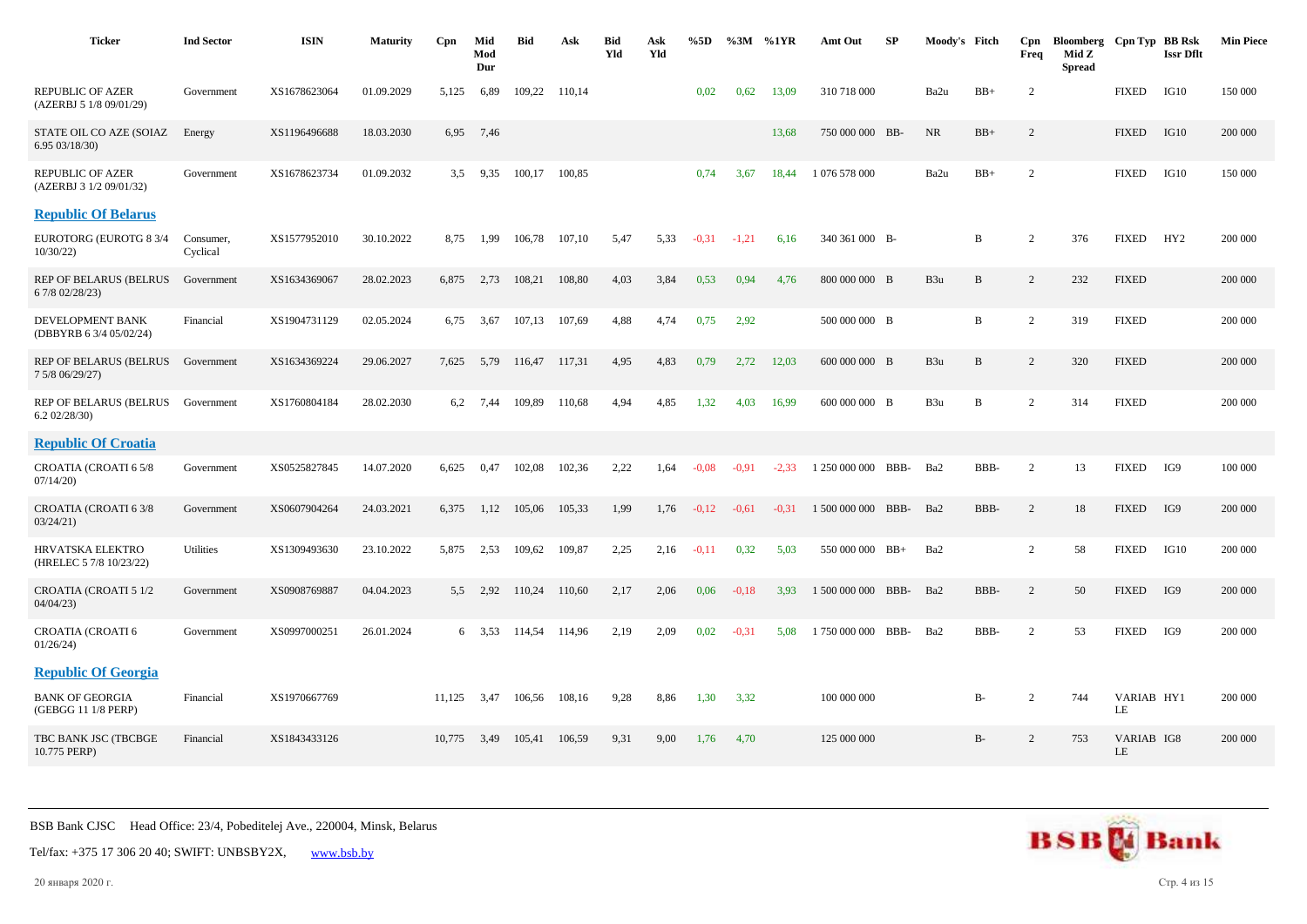| Ticker | Ind Sector | ISIN | Maturity | Cpn | Mid Mod Dur | Bid | Ask | Bid Yld | Ask Yld | %5D | %3M | %1YR | Amt Out | SP | Moody's | Fitch | Cpn Freq | Bloomberg Mid Z Spread | Cpn Typ | BB Rsk Issr Dflt | Min Piece |
|---|---|---|---|---|---|---|---|---|---|---|---|---|---|---|---|---|---|---|---|---|---|
| REPUBLIC OF AZER (AZERBJ 5 1/8 09/01/29) | Government | XS1678623064 | 01.09.2029 | 5,125 | 6,89 | 109,22 | 110,14 | | | 0,02 | 0,62 | 13,09 | 310 718 000 | | Ba2u | BB+ | 2 | | FIXED | IG10 | 150 000 |
| STATE OIL CO AZE (SOIAZ 6.95 03/18/30) | Energy | XS1196496688 | 18.03.2030 | 6,95 | 7,46 | | | | | | | 13,68 | 750 000 000 | BB- | NR | BB+ | 2 | | FIXED | IG10 | 200 000 |
| REPUBLIC OF AZER (AZERBJ 3 1/2 09/01/32) | Government | XS1678623734 | 01.09.2032 | 3,5 | 9,35 | 100,17 | 100,85 | | | 0,74 | 3,67 | 18,44 | 1 076 578 000 | | Ba2u | BB+ | 2 | | FIXED | IG10 | 150 000 |
| **Republic Of Belarus** | | | | | | | | | | | | | | | | | | | | | |
| EUROTORG (EUROTG 8 3/4 10/30/22) | Consumer, Cyclical | XS1577952010 | 30.10.2022 | 8,75 | 1,99 | 106,78 | 107,10 | 5,47 | 5,33 | -0,31 | -1,21 | 6,16 | 340 361 000 | B- | | B | 2 | 376 | FIXED | HY2 | 200 000 |
| REP OF BELARUS (BELRUS 6 7/8 02/28/23) | Government | XS1634369067 | 28.02.2023 | 6,875 | 2,73 | 108,21 | 108,80 | 4,03 | 3,84 | 0,53 | 0,94 | 4,76 | 800 000 000 | B | B3u | B | 2 | 232 | FIXED | | 200 000 |
| DEVELOPMENT BANK (DBBYRB 6 3/4 05/02/24) | Financial | XS1904731129 | 02.05.2024 | 6,75 | 3,67 | 107,13 | 107,69 | 4,88 | 4,74 | 0,75 | 2,92 | | 500 000 000 | B | | B | 2 | 319 | FIXED | | 200 000 |
| REP OF BELARUS (BELRUS 7 5/8 06/29/27) | Government | XS1634369224 | 29.06.2027 | 7,625 | 5,79 | 116,47 | 117,31 | 4,95 | 4,83 | 0,79 | 2,72 | 12,03 | 600 000 000 | B | B3u | B | 2 | 320 | FIXED | | 200 000 |
| REP OF BELARUS (BELRUS 6.2 02/28/30) | Government | XS1760804184 | 28.02.2030 | 6,2 | 7,44 | 109,89 | 110,68 | 4,94 | 4,85 | 1,32 | 4,03 | 16,99 | 600 000 000 | B | B3u | B | 2 | 314 | FIXED | | 200 000 |
| **Republic Of Croatia** | | | | | | | | | | | | | | | | | | | | | |
| CROATIA (CROATI 6 5/8 07/14/20) | Government | XS0525827845 | 14.07.2020 | 6,625 | 0,47 | 102,08 | 102,36 | 2,22 | 1,64 | -0,08 | -0,91 | -2,33 | 1 250 000 000 | BBB- | Ba2 | BBB- | 2 | 13 | FIXED | IG9 | 100 000 |
| CROATIA (CROATI 6 3/8 03/24/21) | Government | XS0607904264 | 24.03.2021 | 6,375 | 1,12 | 105,06 | 105,33 | 1,99 | 1,76 | -0,12 | -0,61 | -0,31 | 1 500 000 000 | BBB- | Ba2 | BBB- | 2 | 18 | FIXED | IG9 | 200 000 |
| HRVATSKA ELEKTRO (HRELEC 5 7/8 10/23/22) | Utilities | XS1309493630 | 23.10.2022 | 5,875 | 2,53 | 109,62 | 109,87 | 2,25 | 2,16 | -0,11 | 0,32 | 5,03 | 550 000 000 | BB+ | Ba2 | | 2 | 58 | FIXED | IG10 | 200 000 |
| CROATIA (CROATI 5 1/2 04/04/23) | Government | XS0908769887 | 04.04.2023 | 5,5 | 2,92 | 110,24 | 110,60 | 2,17 | 2,06 | 0,06 | -0,18 | 3,93 | 1 500 000 000 | BBB- | Ba2 | BBB- | 2 | 50 | FIXED | IG9 | 200 000 |
| CROATIA (CROATI 6 01/26/24) | Government | XS0997000251 | 26.01.2024 | 6 | 3,53 | 114,54 | 114,96 | 2,19 | 2,09 | 0,02 | -0,31 | 5,08 | 1 750 000 000 | BBB- | Ba2 | BBB- | 2 | 53 | FIXED | IG9 | 200 000 |
| **Republic Of Georgia** | | | | | | | | | | | | | | | | | | | | | |
| BANK OF GEORGIA (GEBGG 11 1/8 PERP) | Financial | XS1970667769 | | 11,125 | 3,47 | 106,56 | 108,16 | 9,28 | 8,86 | 1,30 | 3,32 | | 100 000 000 | | | B- | 2 | 744 | VARIABLE | HY1 | 200 000 |
| TBC BANK JSC (TBCBGE 10.775 PERP) | Financial | XS1843433126 | | 10,775 | 3,49 | 105,41 | 106,59 | 9,31 | 9,00 | 1,76 | 4,70 | | 125 000 000 | | | B- | 2 | 753 | VARIABLE | IG8 | 200 000 |

BSB Bank CJSC Head Office: 23/4, Pobeditelej Ave., 220004, Minsk, Belarus

Tel/fax: +375 17 306 20 40; SWIFT: UNBSBY2X, www.bsb.by

20 января 2020 г.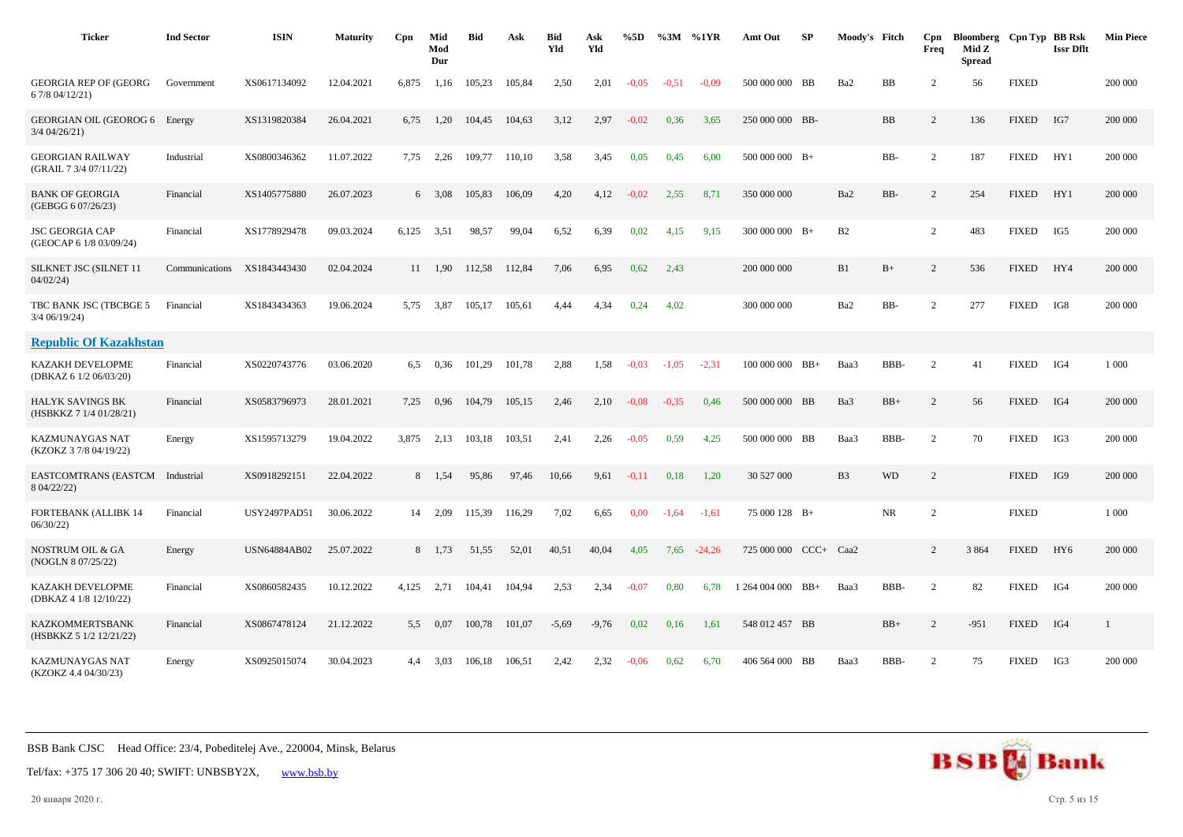| Ticker | Ind Sector | ISIN | Maturity | Cpn | Mid Mod Dur | Bid | Ask | Bid Yld | Ask Yld | %5D | %3M | %1YR | Amt Out | SP | Moody's | Fitch | Cpn Freq | Bloomberg Mid Z Spread | Cpn Typ | BB Rsk Issr Dflt | Min Piece |
|---|---|---|---|---|---|---|---|---|---|---|---|---|---|---|---|---|---|---|---|---|---|
| GEORGIA REP OF (GEORG 6 7/8 04/12/21) | Government | XS0617134092 | 12.04.2021 | 6,875 | 1,16 | 105,23 | 105,84 | 2,50 | 2,01 | -0,05 | -0,51 | -0,09 | 500 000 000 | BB | Ba2 | BB | 2 | 56 | FIXED | | 200 000 |
| GEORGIAN OIL (GEOROG 6 3/4 04/26/21) | Energy | XS1319820384 | 26.04.2021 | 6,75 | 1,20 | 104,45 | 104,63 | 3,12 | 2,97 | -0,02 | 0,36 | 3,65 | 250 000 000 | BB- | | BB | 2 | 136 | FIXED | IG7 | 200 000 |
| GEORGIAN RAILWAY (GRAIL 7 3/4 07/11/22) | Industrial | XS0800346362 | 11.07.2022 | 7,75 | 2,26 | 109,77 | 110,10 | 3,58 | 3,45 | 0,05 | 0,45 | 6,00 | 500 000 000 | B+ | | BB- | 2 | 187 | FIXED | HY1 | 200 000 |
| BANK OF GEORGIA (GEBGG 6 07/26/23) | Financial | XS1405775880 | 26.07.2023 | 6 | 3,08 | 105,83 | 106,09 | 4,20 | 4,12 | -0,02 | 2,55 | 8,71 | 350 000 000 | | Ba2 | BB- | 2 | 254 | FIXED | HY1 | 200 000 |
| JSC GEORGIA CAP (GEOCAP 6 1/8 03/09/24) | Financial | XS1778929478 | 09.03.2024 | 6,125 | 3,51 | 98,57 | 99,04 | 6,52 | 6,39 | 0,02 | 4,15 | 9,15 | 300 000 000 | B+ | B2 | | 2 | 483 | FIXED | IG5 | 200 000 |
| SILKNET JSC (SILNET 11 04/02/24) | Communications | XS1843443430 | 02.04.2024 | 11 | 1,90 | 112,58 | 112,84 | 7,06 | 6,95 | 0,62 | 2,43 | | 200 000 000 | | B1 | B+ | 2 | 536 | FIXED | HY4 | 200 000 |
| TBC BANK JSC (TBCBGE 5 3/4 06/19/24) | Financial | XS1843434363 | 19.06.2024 | 5,75 | 3,87 | 105,17 | 105,61 | 4,44 | 4,34 | 0,24 | 4,02 | | 300 000 000 | | Ba2 | BB- | 2 | 277 | FIXED | IG8 | 200 000 |
| **Republic Of Kazakhstan** | | | | | | | | | | | | | | | | | | | | | |
| KAZAKH DEVELOPME (DBKAZ 6 1/2 06/03/20) | Financial | XS0220743776 | 03.06.2020 | 6,5 | 0,36 | 101,29 | 101,78 | 2,88 | 1,58 | -0,03 | -1,05 | -2,31 | 100 000 000 | BB+ | Baa3 | BBB- | 2 | 41 | FIXED | IG4 | 1 000 |
| HALYK SAVINGS BK (HSBKKZ 7 1/4 01/28/21) | Financial | XS0583796973 | 28.01.2021 | 7,25 | 0,96 | 104,79 | 105,15 | 2,46 | 2,10 | -0,08 | -0,35 | 0,46 | 500 000 000 | BB | Ba3 | BB+ | 2 | 56 | FIXED | IG4 | 200 000 |
| KAZMUNAYGAS NAT (KZOKZ 3 7/8 04/19/22) | Energy | XS1595713279 | 19.04.2022 | 3,875 | 2,13 | 103,18 | 103,51 | 2,41 | 2,26 | -0,05 | 0,59 | 4,25 | 500 000 000 | BB | Baa3 | BBB- | 2 | 70 | FIXED | IG3 | 200 000 |
| EASTCOMTRANS (EASTCM 8 04/22/22) | Industrial | XS0918292151 | 22.04.2022 | 8 | 1,54 | 95,86 | 97,46 | 10,66 | 9,61 | -0,11 | 0,18 | 1,20 | 30 527 000 | | B3 | WD | 2 | | FIXED | IG9 | 200 000 |
| FORTEBANK (ALLIBK 14 06/30/22) | Financial | USY2497PAD51 | 30.06.2022 | 14 | 2,09 | 115,39 | 116,29 | 7,02 | 6,65 | 0,00 | -1,64 | -1,61 | 75 000 128 | B+ | | NR | 2 | | FIXED | | 1 000 |
| NOSTRUM OIL & GA (NOGLN 8 07/25/22) | Energy | USN64884AB02 | 25.07.2022 | 8 | 1,73 | 51,55 | 52,01 | 40,51 | 40,04 | 4,05 | 7,65 | -24,26 | 725 000 000 | CCC+ | Caa2 | | 2 | 3 864 | FIXED | HY6 | 200 000 |
| KAZAKH DEVELOPME (DBKAZ 4 1/8 12/10/22) | Financial | XS0860582435 | 10.12.2022 | 4,125 | 2,71 | 104,41 | 104,94 | 2,53 | 2,34 | -0,07 | 0,80 | 6,78 | 1 264 004 000 | BB+ | Baa3 | BBB- | 2 | 82 | FIXED | IG4 | 200 000 |
| KAZKOMMERTSBANK (HSBKKZ 5 1/2 12/21/22) | Financial | XS0867478124 | 21.12.2022 | 5,5 | 0,07 | 100,78 | 101,07 | -5,69 | -9,76 | 0,02 | 0,16 | 1,61 | 548 012 457 | BB | | BB+ | 2 | -951 | FIXED | IG4 | 1 |
| KAZMUNAYGAS NAT (KZOKZ 4.4 04/30/23) | Energy | XS0925015074 | 30.04.2023 | 4,4 | 3,03 | 106,18 | 106,51 | 2,42 | 2,32 | -0,06 | 0,62 | 6,70 | 406 564 000 | BB | Baa3 | BBB- | 2 | 75 | FIXED | IG3 | 200 000 |

BSB Bank CJSC Head Office: 23/4, Pobeditelej Ave., 220004, Minsk, Belarus

Tel/fax: +375 17 306 20 40; SWIFT: UNBSBY2X, www.bsb.by

20 января 2020 г.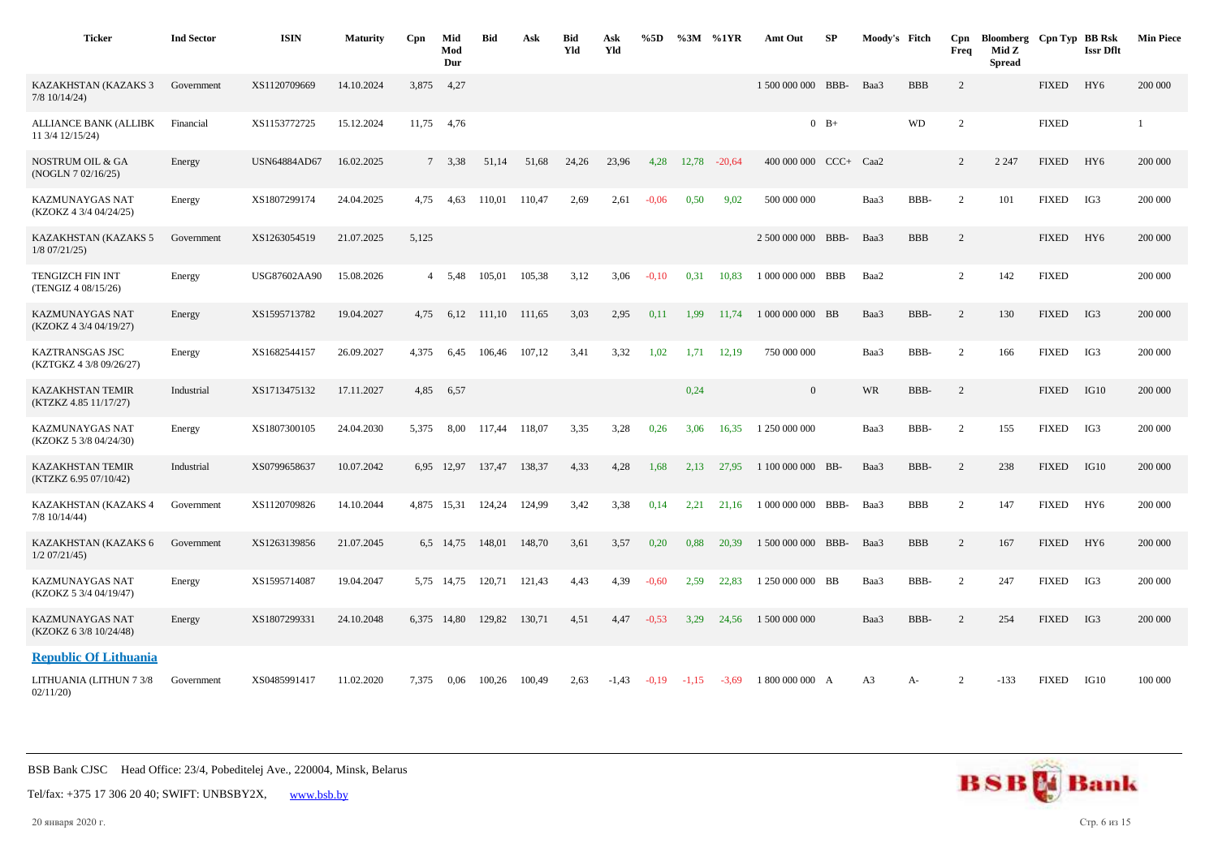| Ticker | Ind Sector | ISIN | Maturity | Cpn | Mid Mod Dur | Bid | Ask | Bid Yld | Ask Yld | %5D | %3M | %1YR | Amt Out | SP | Moody's | Fitch | Cpn Freq | Bloomberg Mid Z Spread | Cpn Typ | BB Rsk Issr Dflt | Min Piece |
|---|---|---|---|---|---|---|---|---|---|---|---|---|---|---|---|---|---|---|---|---|---|
| KAZAKHSTAN (KAZAKS 3 7/8 10/14/24) | Government | XS1120709669 | 14.10.2024 | 3,875 | 4,27 | | | | | | | | 1 500 000 000 | BBB- | Baa3 | BBB | 2 | | FIXED | HY6 | 200 000 |
| ALLIANCE BANK (ALLIBK 11 3/4 12/15/24) | Financial | XS1153772725 | 15.12.2024 | 11,75 | 4,76 | | | | | | | | 0 | B+ | | WD | 2 | | FIXED | | 1 |
| NOSTRUM OIL & GA (NOGLN 7 02/16/25) | Energy | USN64884AD67 | 16.02.2025 | 7 | 3,38 | 51,14 | 51,68 | 24,26 | 23,96 | 4,28 | 12,78 | -20,64 | 400 000 000 | CCC+ | Caa2 | | 2 | 2 247 | FIXED | HY6 | 200 000 |
| KAZMUNAYGAS NAT (KZOKZ 4 3/4 04/24/25) | Energy | XS1807299174 | 24.04.2025 | 4,75 | 4,63 | 110,01 | 110,47 | 2,69 | 2,61 | -0,06 | 0,50 | 9,02 | 500 000 000 | | Baa3 | BBB- | 2 | 101 | FIXED | IG3 | 200 000 |
| KAZAKHSTAN (KAZAKS 5 1/8 07/21/25) | Government | XS1263054519 | 21.07.2025 | 5,125 | | | | | | | | | 2 500 000 000 | BBB- | Baa3 | BBB | 2 | | FIXED | HY6 | 200 000 |
| TENGIZCH FIN INT (TENGIZ 4 08/15/26) | Energy | USG87602AA90 | 15.08.2026 | 4 | 5,48 | 105,01 | 105,38 | 3,12 | 3,06 | -0,10 | 0,31 | 10,83 | 1 000 000 000 | BBB | Baa2 | | 2 | 142 | FIXED | | 200 000 |
| KAZMUNAYGAS NAT (KZOKZ 4 3/4 04/19/27) | Energy | XS1595713782 | 19.04.2027 | 4,75 | 6,12 | 111,10 | 111,65 | 3,03 | 2,95 | 0,11 | 1,99 | 11,74 | 1 000 000 000 | BB | Baa3 | BBB- | 2 | 130 | FIXED | IG3 | 200 000 |
| KAZTRANSGAS JSC (KZTGKZ 4 3/8 09/26/27) | Energy | XS1682544157 | 26.09.2027 | 4,375 | 6,45 | 106,46 | 107,12 | 3,41 | 3,32 | 1,02 | 1,71 | 12,19 | 750 000 000 | | Baa3 | BBB- | 2 | 166 | FIXED | IG3 | 200 000 |
| KAZAKHSTAN TEMIR (KTZKZ 4.85 11/17/27) | Industrial | XS1713475132 | 17.11.2027 | 4,85 | 6,57 | | | | | | 0,24 | | 0 | | WR | BBB- | 2 | | FIXED | IG10 | 200 000 |
| KAZMUNAYGAS NAT (KZOKZ 5 3/8 04/24/30) | Energy | XS1807300105 | 24.04.2030 | 5,375 | 8,00 | 117,44 | 118,07 | 3,35 | 3,28 | 0,26 | 3,06 | 16,35 | 1 250 000 000 | | Baa3 | BBB- | 2 | 155 | FIXED | IG3 | 200 000 |
| KAZAKHSTAN TEMIR (KTZKZ 6.95 07/10/42) | Industrial | XS0799658637 | 10.07.2042 | 6,95 | 12,97 | 137,47 | 138,37 | 4,33 | 4,28 | 1,68 | 2,13 | 27,95 | 1 100 000 000 | BB- | Baa3 | BBB- | 2 | 238 | FIXED | IG10 | 200 000 |
| KAZAKHSTAN (KAZAKS 4 7/8 10/14/44) | Government | XS1120709826 | 14.10.2044 | 4,875 | 15,31 | 124,24 | 124,99 | 3,42 | 3,38 | 0,14 | 2,21 | 21,16 | 1 000 000 000 | BBB- | Baa3 | BBB | 2 | 147 | FIXED | HY6 | 200 000 |
| KAZAKHSTAN (KAZAKS 6 1/2 07/21/45) | Government | XS1263139856 | 21.07.2045 | 6,5 | 14,75 | 148,01 | 148,70 | 3,61 | 3,57 | 0,20 | 0,88 | 20,39 | 1 500 000 000 | BBB- | Baa3 | BBB | 2 | 167 | FIXED | HY6 | 200 000 |
| KAZMUNAYGAS NAT (KZOKZ 5 3/4 04/19/47) | Energy | XS1595714087 | 19.04.2047 | 5,75 | 14,75 | 120,71 | 121,43 | 4,43 | 4,39 | -0,60 | 2,59 | 22,83 | 1 250 000 000 | BB | Baa3 | BBB- | 2 | 247 | FIXED | IG3 | 200 000 |
| KAZMUNAYGAS NAT (KZOKZ 6 3/8 10/24/48) | Energy | XS1807299331 | 24.10.2048 | 6,375 | 14,80 | 129,82 | 130,71 | 4,51 | 4,47 | -0,53 | 3,29 | 24,56 | 1 500 000 000 | | Baa3 | BBB- | 2 | 254 | FIXED | IG3 | 200 000 |
| **Republic Of Lithuania** | | | | | | | | | | | | | | | | | | | | | |
| LITHUANIA (LITHUN 7 3/8 02/11/20) | Government | XS0485991417 | 11.02.2020 | 7,375 | 0,06 | 100,26 | 100,49 | 2,63 | -1,43 | -0,19 | -1,15 | -3,69 | 1 800 000 000 | A | A3 | A- | 2 | -133 | FIXED | IG10 | 100 000 |

BSB Bank CJSC Head Office: 23/4, Pobeditelej Ave., 220004, Minsk, Belarus

Tel/fax: +375 17 306 20 40; SWIFT: UNBSBY2X, www.bsb.by

20 января 2020 г.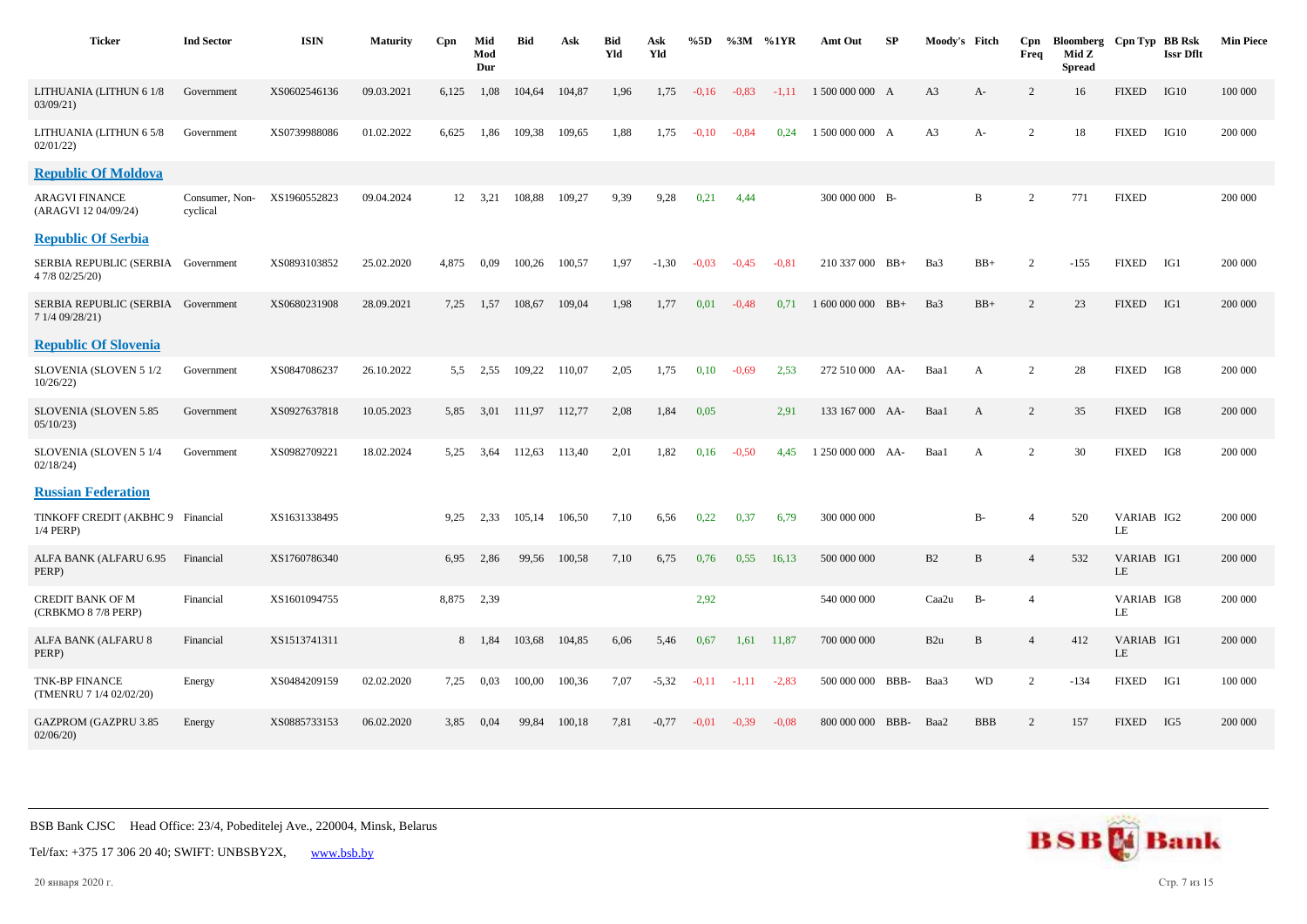| Ticker | Ind Sector | ISIN | Maturity | Cpn | Mid Mod Dur | Bid | Ask | Bid Yld | Ask Yld | %5D | %3M | %1YR | Amt Out | SP | Moody's | Fitch | Cpn Freq | Bloomberg Mid Z Spread | Cpn Typ | BB Rsk Issr Dflt | Min Piece |
|---|---|---|---|---|---|---|---|---|---|---|---|---|---|---|---|---|---|---|---|---|---|
| LITHUANIA (LITHUN 6 1/8 03/09/21) | Government | XS0602546136 | 09.03.2021 | 6,125 | 1,08 | 104,64 | 104,87 | 1,96 | 1,75 | -0,16 | -0,83 | -1,11 | 1 500 000 000 | A | A3 | A- | 2 | 16 | FIXED | IG10 | 100 000 |
| LITHUANIA (LITHUN 6 5/8 02/01/22) | Government | XS0739988086 | 01.02.2022 | 6,625 | 1,86 | 109,38 | 109,65 | 1,88 | 1,75 | -0,10 | -0,84 | 0,24 | 1 500 000 000 | A | A3 | A- | 2 | 18 | FIXED | IG10 | 200 000 |
| **Republic Of Moldova** | | | | | | | | | | | | | | | | | | | | | |
| ARAGVI FINANCE (ARAGVI 12 04/09/24) | Consumer, Non-cyclical | XS1960552823 | 09.04.2024 | 12 | 3,21 | 108,88 | 109,27 | 9,39 | 9,28 | 0,21 | 4,44 | | 300 000 000 | B- | | B | 2 | 771 | FIXED | | 200 000 |
| **Republic Of Serbia** | | | | | | | | | | | | | | | | | | | | | |
| SERBIA REPUBLIC (SERBIA 4 7/8 02/25/20) | Government | XS0893103852 | 25.02.2020 | 4,875 | 0,09 | 100,26 | 100,57 | 1,97 | -1,30 | -0,03 | -0,45 | -0,81 | 210 337 000 | BB+ | Ba3 | BB+ | 2 | -155 | FIXED | IG1 | 200 000 |
| SERBIA REPUBLIC (SERBIA 7 1/4 09/28/21) | Government | XS0680231908 | 28.09.2021 | 7,25 | 1,57 | 108,67 | 109,04 | 1,98 | 1,77 | 0,01 | -0,48 | 0,71 | 1 600 000 000 | BB+ | Ba3 | BB+ | 2 | 23 | FIXED | IG1 | 200 000 |
| **Republic Of Slovenia** | | | | | | | | | | | | | | | | | | | | | |
| SLOVENIA (SLOVEN 5 1/2 10/26/22) | Government | XS0847086237 | 26.10.2022 | 5,5 | 2,55 | 109,22 | 110,07 | 2,05 | 1,75 | 0,10 | -0,69 | 2,53 | 272 510 000 | AA- | Baa1 | A | 2 | 28 | FIXED | IG8 | 200 000 |
| SLOVENIA (SLOVEN 5.85 05/10/23) | Government | XS0927637818 | 10.05.2023 | 5,85 | 3,01 | 111,97 | 112,77 | 2,08 | 1,84 | 0,05 | | 2,91 | 133 167 000 | AA- | Baa1 | A | 2 | 35 | FIXED | IG8 | 200 000 |
| SLOVENIA (SLOVEN 5 1/4 02/18/24) | Government | XS0982709221 | 18.02.2024 | 5,25 | 3,64 | 112,63 | 113,40 | 2,01 | 1,82 | 0,16 | -0,50 | 4,45 | 1 250 000 000 | AA- | Baa1 | A | 2 | 30 | FIXED | IG8 | 200 000 |
| **Russian Federation** | | | | | | | | | | | | | | | | | | | | | |
| TINKOFF CREDIT (AKBHC 9 1/4 PERP) | Financial | XS1631338495 | | 9,25 | 2,33 | 105,14 | 106,50 | 7,10 | 6,56 | 0,22 | 0,37 | 6,79 | 300 000 000 | | | B- | 4 | 520 | VARIABLE | IG2 | 200 000 |
| ALFA BANK (ALFARU 6.95 PERP) | Financial | XS1760786340 | | 6,95 | 2,86 | 99,56 | 100,58 | 7,10 | 6,75 | 0,76 | 0,55 | 16,13 | 500 000 000 | | B2 | B | 4 | 532 | VARIABLE | IG1 | 200 000 |
| CREDIT BANK OF M (CRBKMO 8 7/8 PERP) | Financial | XS1601094755 | | 8,875 | 2,39 | | | | | 2,92 | | | 540 000 000 | | Caa2u | B- | 4 | | VARIABLE | IG8 | 200 000 |
| ALFA BANK (ALFARU 8 PERP) | Financial | XS1513741311 | | 8 | 1,84 | 103,68 | 104,85 | 6,06 | 5,46 | 0,67 | 1,61 | 11,87 | 700 000 000 | | B2u | B | 4 | 412 | VARIABLE | IG1 | 200 000 |
| TNK-BP FINANCE (TMENRU 7 1/4 02/02/20) | Energy | XS0484209159 | 02.02.2020 | 7,25 | 0,03 | 100,00 | 100,36 | 7,07 | -5,32 | -0,11 | -1,11 | -2,83 | 500 000 000 | BBB- | Baa3 | WD | 2 | -134 | FIXED | IG1 | 100 000 |
| GAZPROM (GAZPRU 3.85 02/06/20) | Energy | XS0885733153 | 06.02.2020 | 3,85 | 0,04 | 99,84 | 100,18 | 7,81 | -0,77 | -0,01 | -0,39 | -0,08 | 800 000 000 | BBB- | Baa2 | BBB | 2 | 157 | FIXED | IG5 | 200 000 |

BSB Bank CJSC Head Office: 23/4, Pobeditelej Ave., 220004, Minsk, Belarus

Tel/fax: +375 17 306 20 40; SWIFT: UNBSBY2X, www.bsb.by

20 января 2020 г.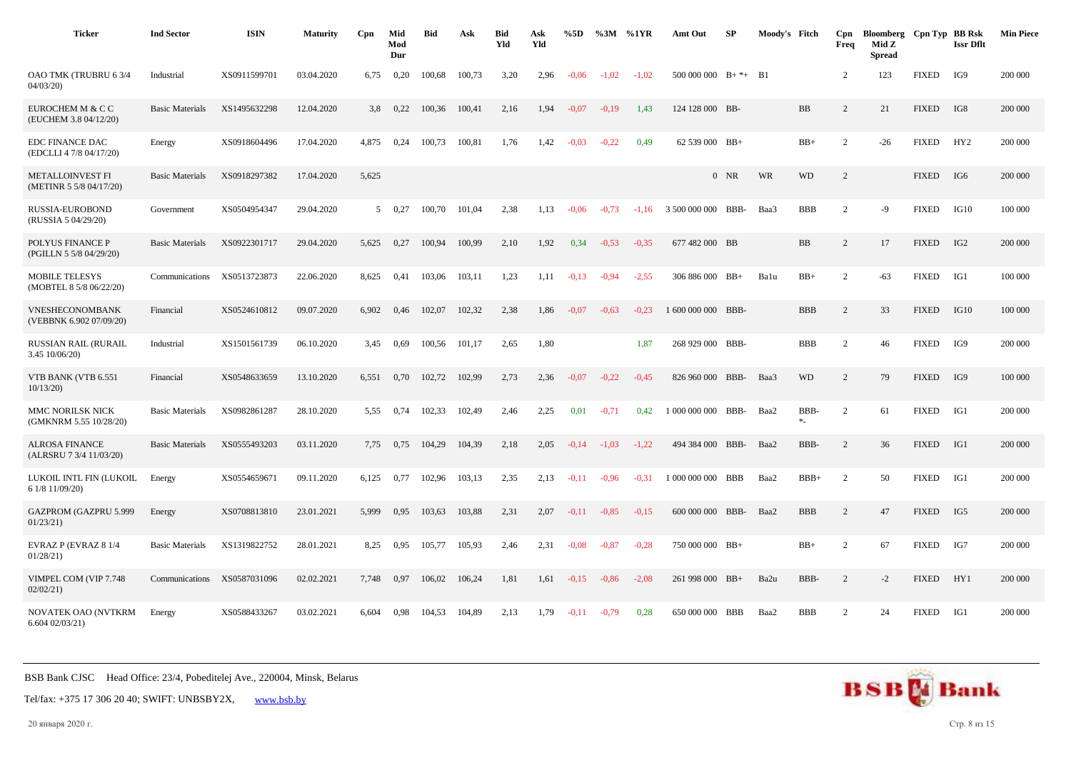| Ticker | Ind Sector | ISIN | Maturity | Cpn | Mid Mod Dur | Bid | Ask | Bid Yld | Ask Yld | %5D | %3M | %1YR | Amt Out | SP | Moody's | Fitch | Cpn Freq | Bloomberg Mid Z Spread | Cpn Typ | BB Rsk Issr Dflt | Min Piece |
|---|---|---|---|---|---|---|---|---|---|---|---|---|---|---|---|---|---|---|---|---|---|
| OAO TMK (TRUBRU 6 3/4 04/03/20) | Industrial | XS0911599701 | 03.04.2020 | 6,75 | 0,20 | 100,68 | 100,73 | 3,20 | 2,96 | -0,06 | -1,02 | -1,02 | 500 000 000 | B+ *+ | B1 | | 2 | 123 | FIXED | IG9 | 200 000 |
| EUROCHEM M & C C (EUCHEM 3.8 04/12/20) | Basic Materials | XS1495632298 | 12.04.2020 | 3,8 | 0,22 | 100,36 | 100,41 | 2,16 | 1,94 | -0,07 | -0,19 | 1,43 | 124 128 000 | BB- | | BB | 2 | 21 | FIXED | IG8 | 200 000 |
| EDC FINANCE DAC (EDCLLI 4 7/8 04/17/20) | Energy | XS0918604496 | 17.04.2020 | 4,875 | 0,24 | 100,73 | 100,81 | 1,76 | 1,42 | -0,03 | -0,22 | 0,49 | 62 539 000 | BB+ | | BB+ | 2 | -26 | FIXED | HY2 | 200 000 |
| METALLOINVEST FI (METINR 5 5/8 04/17/20) | Basic Materials | XS0918297382 | 17.04.2020 | 5,625 | | | | | | | | | 0 | NR | WR | WD | 2 | | FIXED | IG6 | 200 000 |
| RUSSIA-EUROBOND (RUSSIA 5 04/29/20) | Government | XS0504954347 | 29.04.2020 | 5 | 0,27 | 100,70 | 101,04 | 2,38 | 1,13 | -0,06 | -0,73 | -1,16 | 3 500 000 000 | BBB- | Baa3 | BBB | 2 | -9 | FIXED | IG10 | 100 000 |
| POLYUS FINANCE P (PGILLN 5 5/8 04/29/20) | Basic Materials | XS0922301717 | 29.04.2020 | 5,625 | 0,27 | 100,94 | 100,99 | 2,10 | 1,92 | 0,34 | -0,53 | -0,35 | 677 482 000 | BB | | BB | 2 | 17 | FIXED | IG2 | 200 000 |
| MOBILE TELESYS (MOBTEL 8 5/8 06/22/20) | Communications | XS0513723873 | 22.06.2020 | 8,625 | 0,41 | 103,06 | 103,11 | 1,23 | 1,11 | -0,13 | -0,94 | -2,55 | 306 886 000 | BB+ | Ba1u | BB+ | 2 | -63 | FIXED | IG1 | 100 000 |
| VNESHECONOMBANK (VEBBNK 6.902 07/09/20) | Financial | XS0524610812 | 09.07.2020 | 6,902 | 0,46 | 102,07 | 102,32 | 2,38 | 1,86 | -0,07 | -0,63 | -0,23 | 1 600 000 000 | BBB- | | BBB | 2 | 33 | FIXED | IG10 | 100 000 |
| RUSSIAN RAIL (RURAIL 3.45 10/06/20) | Industrial | XS1501561739 | 06.10.2020 | 3,45 | 0,69 | 100,56 | 101,17 | 2,65 | 1,80 | | | 1,87 | 268 929 000 | BBB- | | BBB | 2 | 46 | FIXED | IG9 | 200 000 |
| VTB BANK (VTB 6.551 10/13/20) | Financial | XS0548633659 | 13.10.2020 | 6,551 | 0,70 | 102,72 | 102,99 | 2,73 | 2,36 | -0,07 | -0,22 | -0,45 | 826 960 000 | BBB- | Baa3 | WD | 2 | 79 | FIXED | IG9 | 100 000 |
| MMC NORILSK NICK (GMKNRM 5.55 10/28/20) | Basic Materials | XS0982861287 | 28.10.2020 | 5,55 | 0,74 | 102,33 | 102,49 | 2,46 | 2,25 | 0,01 | -0,71 | 0,42 | 1 000 000 000 | BBB- | Baa2 | BBB- *- | 2 | 61 | FIXED | IG1 | 200 000 |
| ALROSA FINANCE (ALRSRU 7 3/4 11/03/20) | Basic Materials | XS0555493203 | 03.11.2020 | 7,75 | 0,75 | 104,29 | 104,39 | 2,18 | 2,05 | -0,14 | -1,03 | -1,22 | 494 384 000 | BBB- | Baa2 | BBB- | 2 | 36 | FIXED | IG1 | 200 000 |
| LUKOIL INTL FIN (LUKOIL 6 1/8 11/09/20) | Energy | XS0554659671 | 09.11.2020 | 6,125 | 0,77 | 102,96 | 103,13 | 2,35 | 2,13 | -0,11 | -0,96 | -0,31 | 1 000 000 000 | BBB | Baa2 | BBB+ | 2 | 50 | FIXED | IG1 | 200 000 |
| GAZPROM (GAZPRU 5.999 01/23/21) | Energy | XS0708813810 | 23.01.2021 | 5,999 | 0,95 | 103,63 | 103,88 | 2,31 | 2,07 | -0,11 | -0,85 | -0,15 | 600 000 000 | BBB- | Baa2 | BBB | 2 | 47 | FIXED | IG5 | 200 000 |
| EVRAZ P (EVRAZ 8 1/4 01/28/21) | Basic Materials | XS1319822752 | 28.01.2021 | 8,25 | 0,95 | 105,77 | 105,93 | 2,46 | 2,31 | -0,08 | -0,87 | -0,28 | 750 000 000 | BB+ | | BB+ | 2 | 67 | FIXED | IG7 | 200 000 |
| VIMPEL COM (VIP 7.748 02/02/21) | Communications | XS0587031096 | 02.02.2021 | 7,748 | 0,97 | 106,02 | 106,24 | 1,81 | 1,61 | -0,15 | -0,86 | -2,08 | 261 998 000 | BB+ | Ba2u | BBB- | 2 | -2 | FIXED | HY1 | 200 000 |
| NOVATEK OAO (NVTKRM 6.604 02/03/21) | Energy | XS0588433267 | 03.02.2021 | 6,604 | 0,98 | 104,53 | 104,89 | 2,13 | 1,79 | -0,11 | -0,79 | 0,28 | 650 000 000 | BBB | Baa2 | BBB | 2 | 24 | FIXED | IG1 | 200 000 |

BSB Bank CJSC Head Office: 23/4, Pobeditelej Ave., 220004, Minsk, Belarus

Tel/fax: +375 17 306 20 40; SWIFT: UNBSBY2X, www.bsb.by

20 января 2020 г.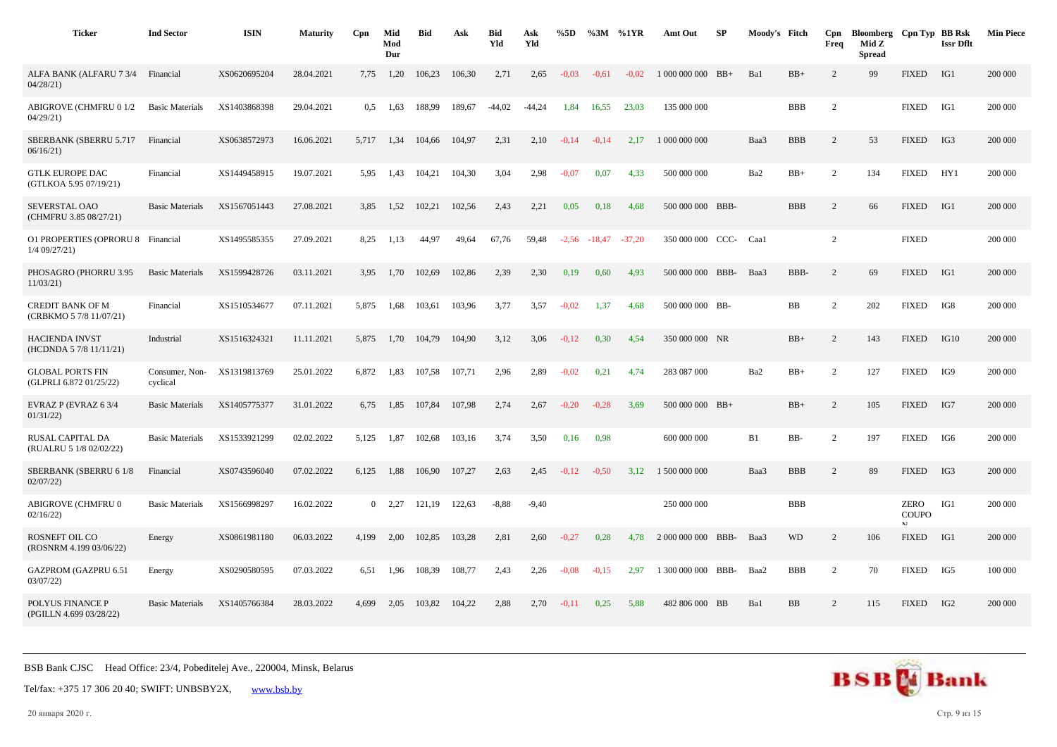| Ticker | Ind Sector | ISIN | Maturity | Cpn | Mid Mod Dur | Bid | Ask | Bid Yld | Ask Yld | %5D | %3M | %1YR | Amt Out | SP | Moody's | Fitch | Cpn Freq | Bloomberg Mid Z Spread | Cpn Typ | BB Rsk Issr Dflt | Min Piece |
|---|---|---|---|---|---|---|---|---|---|---|---|---|---|---|---|---|---|---|---|---|---|
| ALFA BANK (ALFARU 7 3/4 04/28/21) | Financial | XS0620695204 | 28.04.2021 | 7,75 | 1,20 | 106,23 | 106,30 | 2,71 | 2,65 | -0,03 | -0,61 | -0,02 | 1 000 000 000 | BB+ | Ba1 | BB+ | 2 | 99 | FIXED | IG1 | 200 000 |
| ABIGROVE (CHMFRU 0 1/2 04/29/21) | Basic Materials | XS1403868398 | 29.04.2021 | 0,5 | 1,63 | 188,99 | 189,67 | -44,02 | -44,24 | 1,84 | 16,55 | 23,03 | 135 000 000 | | | BBB | 2 | | FIXED | IG1 | 200 000 |
| SBERBANK (SBERRU 5.717 06/16/21) | Financial | XS0638572973 | 16.06.2021 | 5,717 | 1,34 | 104,66 | 104,97 | 2,31 | 2,10 | -0,14 | -0,14 | 2,17 | 1 000 000 000 | | Baa3 | BBB | 2 | 53 | FIXED | IG3 | 200 000 |
| GTLK EUROPE DAC (GTLKOA 5.95 07/19/21) | Financial | XS1449458915 | 19.07.2021 | 5,95 | 1,43 | 104,21 | 104,30 | 3,04 | 2,98 | -0,07 | 0,07 | 4,33 | 500 000 000 | | Ba2 | BB+ | 2 | 134 | FIXED | HY1 | 200 000 |
| SEVERSTAL OAO (CHMFRU 3.85 08/27/21) | Basic Materials | XS1567051443 | 27.08.2021 | 3,85 | 1,52 | 102,21 | 102,56 | 2,43 | 2,21 | 0,05 | 0,18 | 4,68 | 500 000 000 | BBB- | | BBB | 2 | 66 | FIXED | IG1 | 200 000 |
| O1 PROPERTIES (OPRORU 8 1/4 09/27/21) | Financial | XS1495585355 | 27.09.2021 | 8,25 | 1,13 | 44,97 | 49,64 | 67,76 | 59,48 | -2,56 | -18,47 | -37,20 | 350 000 000 | CCC- | Caa1 | | 2 | | FIXED | | 200 000 |
| PHOSAGRO (PHORRU 3.95 11/03/21) | Basic Materials | XS1599428726 | 03.11.2021 | 3,95 | 1,70 | 102,69 | 102,86 | 2,39 | 2,30 | 0,19 | 0,60 | 4,93 | 500 000 000 | BBB- | Baa3 | BBB- | 2 | 69 | FIXED | IG1 | 200 000 |
| CREDIT BANK OF M (CRBKMO 5 7/8 11/07/21) | Financial | XS1510534677 | 07.11.2021 | 5,875 | 1,68 | 103,61 | 103,96 | 3,77 | 3,57 | -0,02 | 1,37 | 4,68 | 500 000 000 | BB- | | BB | 2 | 202 | FIXED | IG8 | 200 000 |
| HACIENDA INVST (HCDNDA 5 7/8 11/11/21) | Industrial | XS1516324321 | 11.11.2021 | 5,875 | 1,70 | 104,79 | 104,90 | 3,12 | 3,06 | -0,12 | 0,30 | 4,54 | 350 000 000 | NR | | BB+ | 2 | 143 | FIXED | IG10 | 200 000 |
| GLOBAL PORTS FIN (GLPRLI 6.872 01/25/22) | Consumer, Non-cyclical | XS1319813769 | 25.01.2022 | 6,872 | 1,83 | 107,58 | 107,71 | 2,96 | 2,89 | -0,02 | 0,21 | 4,74 | 283 087 000 | | Ba2 | BB+ | 2 | 127 | FIXED | IG9 | 200 000 |
| EVRAZ P (EVRAZ 6 3/4 01/31/22) | Basic Materials | XS1405775377 | 31.01.2022 | 6,75 | 1,85 | 107,84 | 107,98 | 2,74 | 2,67 | -0,20 | -0,28 | 3,69 | 500 000 000 | BB+ | | BB+ | 2 | 105 | FIXED | IG7 | 200 000 |
| RUSAL CAPITAL DA (RUALRU 5 1/8 02/02/22) | Basic Materials | XS1533921299 | 02.02.2022 | 5,125 | 1,87 | 102,68 | 103,16 | 3,74 | 3,50 | 0,16 | 0,98 | | 600 000 000 | | B1 | BB- | 2 | 197 | FIXED | IG6 | 200 000 |
| SBERBANK (SBERRU 6 1/8 02/07/22) | Financial | XS0743596040 | 07.02.2022 | 6,125 | 1,88 | 106,90 | 107,27 | 2,63 | 2,45 | -0,12 | -0,50 | 3,12 | 1 500 000 000 | | Baa3 | BBB | 2 | 89 | FIXED | IG3 | 200 000 |
| ABIGROVE (CHMFRU 0 02/16/22) | Basic Materials | XS1566998297 | 16.02.2022 | 0 | 2,27 | 121,19 | 122,63 | -8,88 | -9,40 | | | | 250 000 000 | | | BBB | | | ZERO COUPON | IG1 | 200 000 |
| ROSNEFT OIL CO (ROSNRM 4.199 03/06/22) | Energy | XS0861981180 | 06.03.2022 | 4,199 | 2,00 | 102,85 | 103,28 | 2,81 | 2,60 | -0,27 | 0,28 | 4,78 | 2 000 000 000 | BBB- | Baa3 | WD | 2 | 106 | FIXED | IG1 | 200 000 |
| GAZPROM (GAZPRU 6.51 03/07/22) | Energy | XS0290580595 | 07.03.2022 | 6,51 | 1,96 | 108,39 | 108,77 | 2,43 | 2,26 | -0,08 | -0,15 | 2,97 | 1 300 000 000 | BBB- | Baa2 | BBB | 2 | 70 | FIXED | IG5 | 100 000 |
| POLYUS FINANCE P (PGILLN 4.699 03/28/22) | Basic Materials | XS1405766384 | 28.03.2022 | 4,699 | 2,05 | 103,82 | 104,22 | 2,88 | 2,70 | -0,11 | 0,25 | 5,88 | 482 806 000 | BB | Ba1 | BB | 2 | 115 | FIXED | IG2 | 200 000 |

BSB Bank CJSC Head Office: 23/4, Pobeditelej Ave., 220004, Minsk, Belarus

Tel/fax: +375 17 306 20 40; SWIFT: UNBSBY2X, www.bsb.by

20 января 2020 г.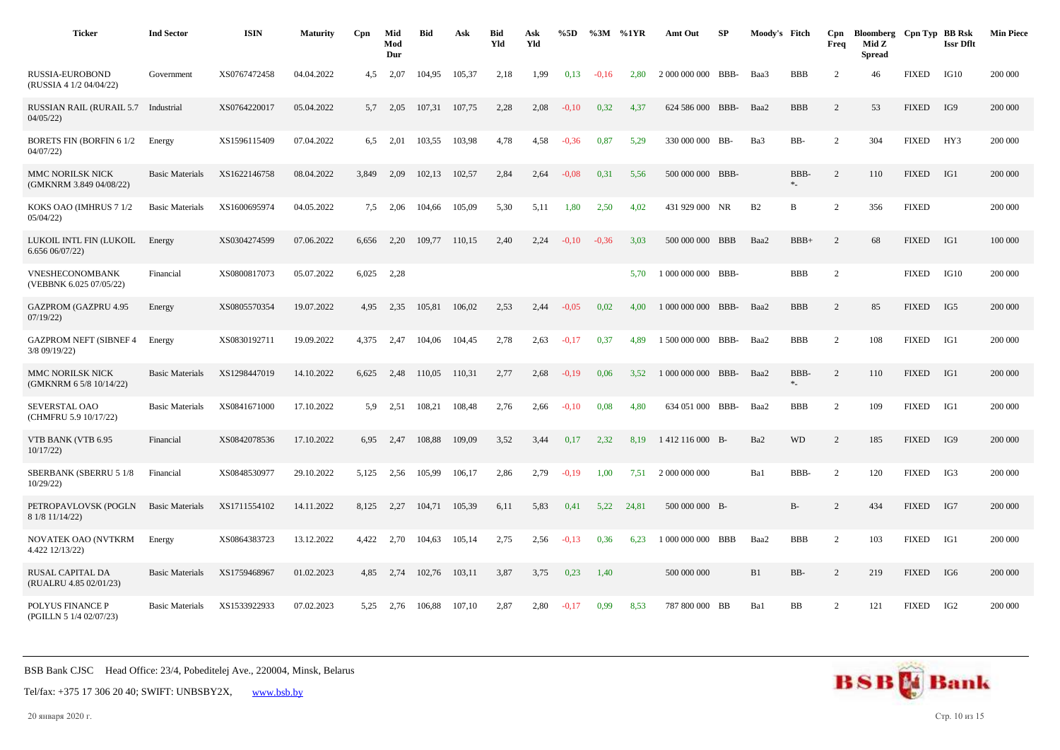| Ticker | Ind Sector | ISIN | Maturity | Cpn | Mid Mod Dur | Bid | Ask | Bid Yld | Ask Yld | %5D | %3M | %1YR | Amt Out | SP | Moody's | Fitch | Cpn Freq | Bloomberg Mid Z Spread | Cpn Typ | BB Rsk Issr Dflt | Min Piece |
|---|---|---|---|---|---|---|---|---|---|---|---|---|---|---|---|---|---|---|---|---|---|
| RUSSIA-EUROBOND (RUSSIA 4 1/2 04/04/22) | Government | XS0767472458 | 04.04.2022 | 4,5 | 2,07 | 104,95 | 105,37 | 2,18 | 1,99 | 0,13 | -0,16 | 2,80 | 2 000 000 000 | BBB- | Baa3 | BBB | 2 | 46 | FIXED | IG10 | 200 000 |
| RUSSIAN RAIL (RURAIL 5.7 04/05/22) | Industrial | XS0764220017 | 05.04.2022 | 5,7 | 2,05 | 107,31 | 107,75 | 2,28 | 2,08 | -0,10 | 0,32 | 4,37 | 624 586 000 | BBB- | Baa2 | BBB | 2 | 53 | FIXED | IG9 | 200 000 |
| BORETS FIN (BORFIN 6 1/2 04/07/22) | Energy | XS1596115409 | 07.04.2022 | 6,5 | 2,01 | 103,55 | 103,98 | 4,78 | 4,58 | -0,36 | 0,87 | 5,29 | 330 000 000 | BB- | Ba3 | BB- | 2 | 304 | FIXED | HY3 | 200 000 |
| MMC NORILSK NICK (GMKNRM 3.849 04/08/22) | Basic Materials | XS1622146758 | 08.04.2022 | 3,849 | 2,09 | 102,13 | 102,57 | 2,84 | 2,64 | -0,08 | 0,31 | 5,56 | 500 000 000 | BBB- | | BBB- *- | 2 | 110 | FIXED | IG1 | 200 000 |
| KOKS OAO (IMHRUS 7 1/2 05/04/22) | Basic Materials | XS1600695974 | 04.05.2022 | 7,5 | 2,06 | 104,66 | 105,09 | 5,30 | 5,11 | 1,80 | 2,50 | 4,02 | 431 929 000 | NR | B2 | B | 2 | 356 | FIXED | | 200 000 |
| LUKOIL INTL FIN (LUKOIL 6.656 06/07/22) | Energy | XS0304274599 | 07.06.2022 | 6,656 | 2,20 | 109,77 | 110,15 | 2,40 | 2,24 | -0,10 | -0,36 | 3,03 | 500 000 000 | BBB | Baa2 | BBB+ | 2 | 68 | FIXED | IG1 | 100 000 |
| VNESHECONOMBANK (VEBBNK 6.025 07/05/22) | Financial | XS0800817073 | 05.07.2022 | 6,025 | 2,28 | | | | | | | 5,70 | 1 000 000 000 | BBB- | | BBB | 2 | | FIXED | IG10 | 200 000 |
| GAZPROM (GAZPRU 4.95 07/19/22) | Energy | XS0805570354 | 19.07.2022 | 4,95 | 2,35 | 105,81 | 106,02 | 2,53 | 2,44 | -0,05 | 0,02 | 4,00 | 1 000 000 000 | BBB- | Baa2 | BBB | 2 | 85 | FIXED | IG5 | 200 000 |
| GAZPROM NEFT (SIBNEF 4 3/8 09/19/22) | Energy | XS0830192711 | 19.09.2022 | 4,375 | 2,47 | 104,06 | 104,45 | 2,78 | 2,63 | -0,17 | 0,37 | 4,89 | 1 500 000 000 | BBB- | Baa2 | BBB | 2 | 108 | FIXED | IG1 | 200 000 |
| MMC NORILSK NICK (GMKNRM 6 5/8 10/14/22) | Basic Materials | XS1298447019 | 14.10.2022 | 6,625 | 2,48 | 110,05 | 110,31 | 2,77 | 2,68 | -0,19 | 0,06 | 3,52 | 1 000 000 000 | BBB- | Baa2 | BBB- *- | 2 | 110 | FIXED | IG1 | 200 000 |
| SEVERSTAL OAO (CHMFRU 5.9 10/17/22) | Basic Materials | XS0841671000 | 17.10.2022 | 5,9 | 2,51 | 108,21 | 108,48 | 2,76 | 2,66 | -0,10 | 0,08 | 4,80 | 634 051 000 | BBB- | Baa2 | BBB | 2 | 109 | FIXED | IG1 | 200 000 |
| VTB BANK (VTB 6.95 10/17/22) | Financial | XS0842078536 | 17.10.2022 | 6,95 | 2,47 | 108,88 | 109,09 | 3,52 | 3,44 | 0,17 | 2,32 | 8,19 | 1 412 116 000 | B- | Ba2 | WD | 2 | 185 | FIXED | IG9 | 200 000 |
| SBERBANK (SBERRU 5 1/8 10/29/22) | Financial | XS0848530977 | 29.10.2022 | 5,125 | 2,56 | 105,99 | 106,17 | 2,86 | 2,79 | -0,19 | 1,00 | 7,51 | 2 000 000 000 | | Ba1 | BBB- | 2 | 120 | FIXED | IG3 | 200 000 |
| PETROPAVLOVSK (POGLN 8 1/8 11/14/22) | Basic Materials | XS1711554102 | 14.11.2022 | 8,125 | 2,27 | 104,71 | 105,39 | 6,11 | 5,83 | 0,41 | 5,22 | 24,81 | 500 000 000 | B- | | B- | 2 | 434 | FIXED | IG7 | 200 000 |
| NOVATEK OAO (NVTKRM 4.422 12/13/22) | Energy | XS0864383723 | 13.12.2022 | 4,422 | 2,70 | 104,63 | 105,14 | 2,75 | 2,56 | -0,13 | 0,36 | 6,23 | 1 000 000 000 | BBB | Baa2 | BBB | 2 | 103 | FIXED | IG1 | 200 000 |
| RUSAL CAPITAL DA (RUALRU 4.85 02/01/23) | Basic Materials | XS1759468967 | 01.02.2023 | 4,85 | 2,74 | 102,76 | 103,11 | 3,87 | 3,75 | 0,23 | 1,40 | | 500 000 000 | | B1 | BB- | 2 | 219 | FIXED | IG6 | 200 000 |
| POLYUS FINANCE P (PGILLN 5 1/4 02/07/23) | Basic Materials | XS1533922933 | 07.02.2023 | 5,25 | 2,76 | 106,88 | 107,10 | 2,87 | 2,80 | -0,17 | 0,99 | 8,53 | 787 800 000 | BB | Ba1 | BB | 2 | 121 | FIXED | IG2 | 200 000 |

BSB Bank CJSC Head Office: 23/4, Pobeditelej Ave., 220004, Minsk, Belarus

Tel/fax: +375 17 306 20 40; SWIFT: UNBSBY2X, www.bsb.by

20 января 2020 г.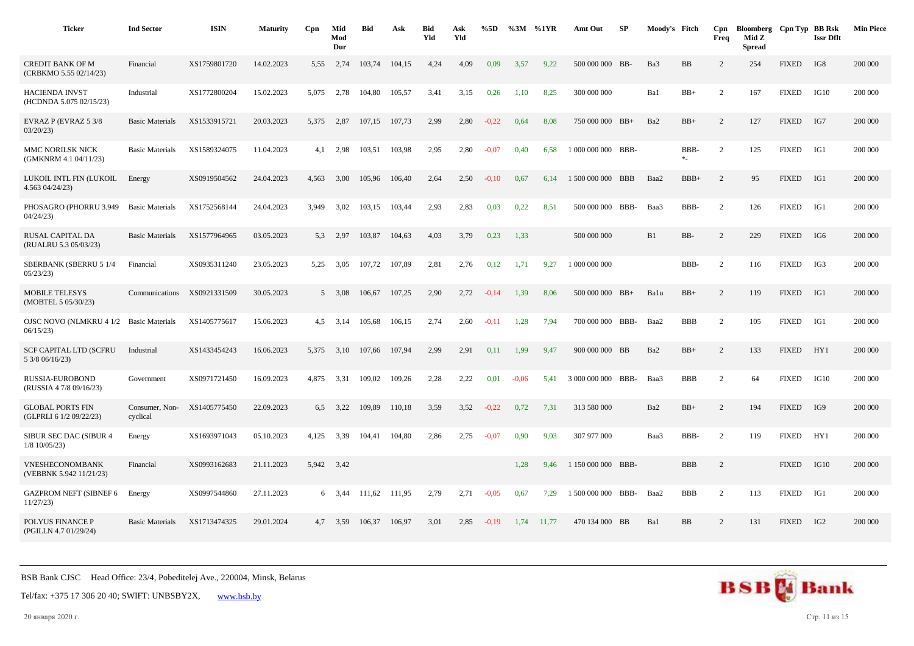| Ticker | Ind Sector | ISIN | Maturity | Cpn | Mid Mod Dur | Bid | Ask | Bid Yld | Ask Yld | %5D | %3M | %1YR | Amt Out | SP | Moody's | Fitch | Cpn Freq | Bloomberg Mid Z Spread | Cpn Typ | BB Rsk Issr Dflt | Min Piece |
|---|---|---|---|---|---|---|---|---|---|---|---|---|---|---|---|---|---|---|---|---|---|
| CREDIT BANK OF M (CRBKMO 5.55 02/14/23) | Financial | XS1759801720 | 14.02.2023 | 5,55 | 2,74 | 103,74 | 104,15 | 4,24 | 4,09 | 0,09 | 3,57 | 9,22 | 500 000 000 | BB- | Ba3 | BB | 2 | 254 | FIXED | IG8 | 200 000 |
| HACIENDA INVST (HCDNDA 5.075 02/15/23) | Industrial | XS1772800204 | 15.02.2023 | 5,075 | 2,78 | 104,80 | 105,57 | 3,41 | 3,15 | 0,26 | 1,10 | 8,25 | 300 000 000 | | Ba1 | BB+ | 2 | 167 | FIXED | IG10 | 200 000 |
| EVRAZ P (EVRAZ 5 3/8 03/20/23) | Basic Materials | XS1533915721 | 20.03.2023 | 5,375 | 2,87 | 107,15 | 107,73 | 2,99 | 2,80 | -0,22 | 0,64 | 8,08 | 750 000 000 | BB+ | Ba2 | BB+ | 2 | 127 | FIXED | IG7 | 200 000 |
| MMC NORILSK NICK (GMKNRM 4.1 04/11/23) | Basic Materials | XS1589324075 | 11.04.2023 | 4,1 | 2,98 | 103,51 | 103,98 | 2,95 | 2,80 | -0,07 | 0,40 | 6,58 | 1 000 000 000 | BBB- | | BBB- *- | 2 | 125 | FIXED | IG1 | 200 000 |
| LUKOIL INTL FIN (LUKOIL 4.563 04/24/23) | Energy | XS0919504562 | 24.04.2023 | 4,563 | 3,00 | 105,96 | 106,40 | 2,64 | 2,50 | -0,10 | 0,67 | 6,14 | 1 500 000 000 | BBB | Baa2 | BBB+ | 2 | 95 | FIXED | IG1 | 200 000 |
| PHOSAGRO (PHORRU 3.949 04/24/23) | Basic Materials | XS1752568144 | 24.04.2023 | 3,949 | 3,02 | 103,15 | 103,44 | 2,93 | 2,83 | 0,03 | 0,22 | 8,51 | 500 000 000 | BBB- | Baa3 | BBB- | 2 | 126 | FIXED | IG1 | 200 000 |
| RUSAL CAPITAL DA (RUALRU 5.3 05/03/23) | Basic Materials | XS1577964965 | 03.05.2023 | 5,3 | 2,97 | 103,87 | 104,63 | 4,03 | 3,79 | 0,23 | 1,33 | | 500 000 000 | | B1 | BB- | 2 | 229 | FIXED | IG6 | 200 000 |
| SBERBANK (SBERRU 5 1/4 05/23/23) | Financial | XS0935311240 | 23.05.2023 | 5,25 | 3,05 | 107,72 | 107,89 | 2,81 | 2,76 | 0,12 | 1,71 | 9,27 | 1 000 000 000 | | | BBB- | 2 | 116 | FIXED | IG3 | 200 000 |
| MOBILE TELESYS (MOBTEL 5 05/30/23) | Communications | XS0921331509 | 30.05.2023 | 5 | 3,08 | 106,67 | 107,25 | 2,90 | 2,72 | -0,14 | 1,39 | 8,06 | 500 000 000 | BB+ | Ba1u | BB+ | 2 | 119 | FIXED | IG1 | 200 000 |
| OJSC NOVO (NLMKRU 4 1/2 06/15/23) | Basic Materials | XS1405775617 | 15.06.2023 | 4,5 | 3,14 | 105,68 | 106,15 | 2,74 | 2,60 | -0,11 | 1,28 | 7,94 | 700 000 000 | BBB- | Baa2 | BBB | 2 | 105 | FIXED | IG1 | 200 000 |
| SCF CAPITAL LTD (SCFRU 5 3/8 06/16/23) | Industrial | XS1433454243 | 16.06.2023 | 5,375 | 3,10 | 107,66 | 107,94 | 2,99 | 2,91 | 0,11 | 1,99 | 9,47 | 900 000 000 | BB | Ba2 | BB+ | 2 | 133 | FIXED | HY1 | 200 000 |
| RUSSIA-EUROBOND (RUSSIA 4 7/8 09/16/23) | Government | XS0971721450 | 16.09.2023 | 4,875 | 3,31 | 109,02 | 109,26 | 2,28 | 2,22 | 0,01 | -0,06 | 5,41 | 3 000 000 000 | BBB- | Baa3 | BBB | 2 | 64 | FIXED | IG10 | 200 000 |
| GLOBAL PORTS FIN (GLPRLI 6 1/2 09/22/23) | Consumer, Non-cyclical | XS1405775450 | 22.09.2023 | 6,5 | 3,22 | 109,89 | 110,18 | 3,59 | 3,52 | -0,22 | 0,72 | 7,31 | 313 580 000 | | Ba2 | BB+ | 2 | 194 | FIXED | IG9 | 200 000 |
| SIBUR SEC DAC (SIBUR 4 1/8 10/05/23) | Energy | XS1693971043 | 05.10.2023 | 4,125 | 3,39 | 104,41 | 104,80 | 2,86 | 2,75 | -0,07 | 0,90 | 9,03 | 307 977 000 | | Baa3 | BBB- | 2 | 119 | FIXED | HY1 | 200 000 |
| VNESHECONOMBANK (VEBBNK 5.942 11/21/23) | Financial | XS0993162683 | 21.11.2023 | 5,942 | 3,42 | | | | | | 1,28 | 9,46 | 1 150 000 000 | BBB- | | BBB | 2 | | FIXED | IG10 | 200 000 |
| GAZPROM NEFT (SIBNEF 6 11/27/23) | Energy | XS0997544860 | 27.11.2023 | 6 | 3,44 | 111,62 | 111,95 | 2,79 | 2,71 | -0,05 | 0,67 | 7,29 | 1 500 000 000 | BBB- | Baa2 | BBB | 2 | 113 | FIXED | IG1 | 200 000 |
| POLYUS FINANCE P (PGILLN 4.7 01/29/24) | Basic Materials | XS1713474325 | 29.01.2024 | 4,7 | 3,59 | 106,37 | 106,97 | 3,01 | 2,85 | -0,19 | 1,74 | 11,77 | 470 134 000 | BB | Ba1 | BB | 2 | 131 | FIXED | IG2 | 200 000 |

BSB Bank CJSC Head Office: 23/4, Pobeditelej Ave., 220004, Minsk, Belarus

Tel/fax: +375 17 306 20 40; SWIFT: UNBSBY2X, www.bsb.by

20 января 2020 г.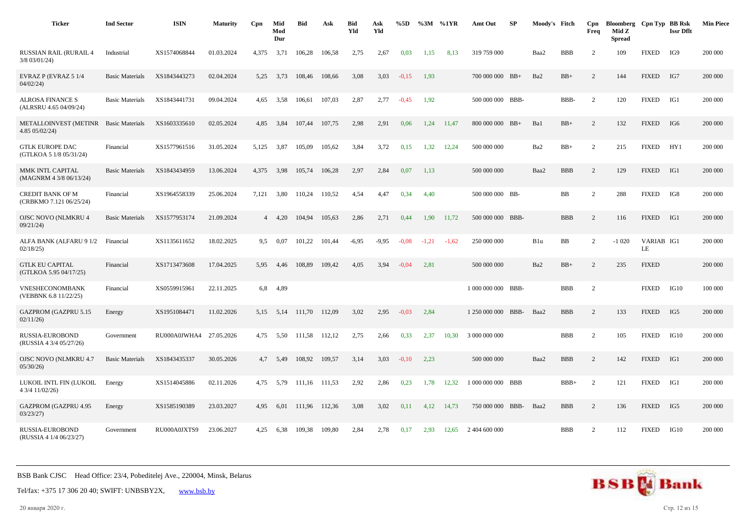| Ticker | Ind Sector | ISIN | Maturity | Cpn | Mid Mod Dur | Bid | Ask | Bid Yld | Ask Yld | %5D | %3M | %1YR | Amt Out | SP | Moody's | Fitch | Cpn Freq | Bloomberg Mid Z Spread | Cpn Typ | BB Rsk Issr Dflt | Min Piece |
|---|---|---|---|---|---|---|---|---|---|---|---|---|---|---|---|---|---|---|---|---|---|
| RUSSIAN RAIL (RURAIL 4 3/8 03/01/24) | Industrial | XS1574068844 | 01.03.2024 | 4,375 | 3,71 | 106,28 | 106,58 | 2,75 | 2,67 | 0,03 | 1,15 | 8,13 | 319 759 000 | | Baa2 | BBB | 2 | 109 | FIXED | IG9 | 200 000 |
| EVRAZ P (EVRAZ 5 1/4 04/02/24) | Basic Materials | XS1843443273 | 02.04.2024 | 5,25 | 3,73 | 108,46 | 108,66 | 3,08 | 3,03 | -0,15 | 1,93 | | 700 000 000 | BB+ | Ba2 | BB+ | 2 | 144 | FIXED | IG7 | 200 000 |
| ALROSA FINANCE S (ALRSRU 4.65 04/09/24) | Basic Materials | XS1843441731 | 09.04.2024 | 4,65 | 3,58 | 106,61 | 107,03 | 2,87 | 2,77 | -0,45 | 1,92 | | 500 000 000 | BBB- | | BBB- | 2 | 120 | FIXED | IG1 | 200 000 |
| METALLOINVEST (METINR 4.85 05/02/24) | Basic Materials | XS1603335610 | 02.05.2024 | 4,85 | 3,84 | 107,44 | 107,75 | 2,98 | 2,91 | 0,06 | 1,24 | 11,47 | 800 000 000 | BB+ | Ba1 | BB+ | 2 | 132 | FIXED | IG6 | 200 000 |
| GTLK EUROPE DAC (GTLKOA 5 1/8 05/31/24) | Financial | XS1577961516 | 31.05.2024 | 5,125 | 3,87 | 105,09 | 105,62 | 3,84 | 3,72 | 0,15 | 1,32 | 12,24 | 500 000 000 | | Ba2 | BB+ | 2 | 215 | FIXED | HY1 | 200 000 |
| MMK INTL CAPITAL (MAGNRM 4 3/8 06/13/24) | Basic Materials | XS1843434959 | 13.06.2024 | 4,375 | 3,98 | 105,74 | 106,28 | 2,97 | 2,84 | 0,07 | 1,13 | | 500 000 000 | | Baa2 | BBB | 2 | 129 | FIXED | IG1 | 200 000 |
| CREDIT BANK OF M (CRBKMO 7.121 06/25/24) | Financial | XS1964558339 | 25.06.2024 | 7,121 | 3,80 | 110,24 | 110,52 | 4,54 | 4,47 | 0,34 | 4,40 | | 500 000 000 | BB- | | BB | 2 | 288 | FIXED | IG8 | 200 000 |
| OJSC NOVO (NLMKRU 4 09/21/24) | Basic Materials | XS1577953174 | 21.09.2024 | 4 | 4,20 | 104,94 | 105,63 | 2,86 | 2,71 | 0,44 | 1,90 | 11,72 | 500 000 000 | BBB- | | BBB | 2 | 116 | FIXED | IG1 | 200 000 |
| ALFA BANK (ALFARU 9 1/2 02/18/25) | Financial | XS1135611652 | 18.02.2025 | 9,5 | 0,07 | 101,22 | 101,44 | -6,95 | -9,95 | -0,08 | -1,21 | -1,62 | 250 000 000 | | B1u | BB | 2 | -1 020 | VARIABLE | IG1 | 200 000 |
| GTLK EU CAPITAL (GTLKOA 5.95 04/17/25) | Financial | XS1713473608 | 17.04.2025 | 5,95 | 4,46 | 108,89 | 109,42 | 4,05 | 3,94 | -0,04 | 2,81 | | 500 000 000 | | Ba2 | BB+ | 2 | 235 | FIXED | | 200 000 |
| VNESHECONOMBANK (VEBBNK 6.8 11/22/25) | Financial | XS0559915961 | 22.11.2025 | 6,8 | 4,89 | | | | | | | | 1 000 000 000 | BBB- | | BBB | 2 | | FIXED | IG10 | 100 000 |
| GAZPROM (GAZPRU 5.15 02/11/26) | Energy | XS1951084471 | 11.02.2026 | 5,15 | 5,14 | 111,70 | 112,09 | 3,02 | 2,95 | -0,03 | 2,84 | | 1 250 000 000 | BBB- | Baa2 | BBB | 2 | 133 | FIXED | IG5 | 200 000 |
| RUSSIA-EUROBOND (RUSSIA 4 3/4 05/27/26) | Government | RU000A0JWHA4 | 27.05.2026 | 4,75 | 5,50 | 111,58 | 112,12 | 2,75 | 2,66 | 0,33 | 2,37 | 10,30 | 3 000 000 000 | | | BBB | 2 | 105 | FIXED | IG10 | 200 000 |
| OJSC NOVO (NLMKRU 4.7 05/30/26) | Basic Materials | XS1843435337 | 30.05.2026 | 4,7 | 5,49 | 108,92 | 109,57 | 3,14 | 3,03 | -0,10 | 2,23 | | 500 000 000 | | Baa2 | BBB | 2 | 142 | FIXED | IG1 | 200 000 |
| LUKOIL INTL FIN (LUKOIL 4 3/4 11/02/26) | Energy | XS1514045886 | 02.11.2026 | 4,75 | 5,79 | 111,16 | 111,53 | 2,92 | 2,86 | 0,23 | 1,78 | 12,32 | 1 000 000 000 | BBB | | BBB+ | 2 | 121 | FIXED | IG1 | 200 000 |
| GAZPROM (GAZPRU 4.95 03/23/27) | Energy | XS1585190389 | 23.03.2027 | 4,95 | 6,01 | 111,96 | 112,36 | 3,08 | 3,02 | 0,11 | 4,12 | 14,73 | 750 000 000 | BBB- | Baa2 | BBB | 2 | 136 | FIXED | IG5 | 200 000 |
| RUSSIA-EUROBOND (RUSSIA 4 1/4 06/23/27) | Government | RU000A0JXTS9 | 23.06.2027 | 4,25 | 6,38 | 109,38 | 109,80 | 2,84 | 2,78 | 0,17 | 2,93 | 12,65 | 2 404 600 000 | | | BBB | 2 | 112 | FIXED | IG10 | 200 000 |

BSB Bank CJSC Head Office: 23/4, Pobeditelej Ave., 220004, Minsk, Belarus

Tel/fax: +375 17 306 20 40; SWIFT: UNBSBY2X, www.bsb.by

20 января 2020 г.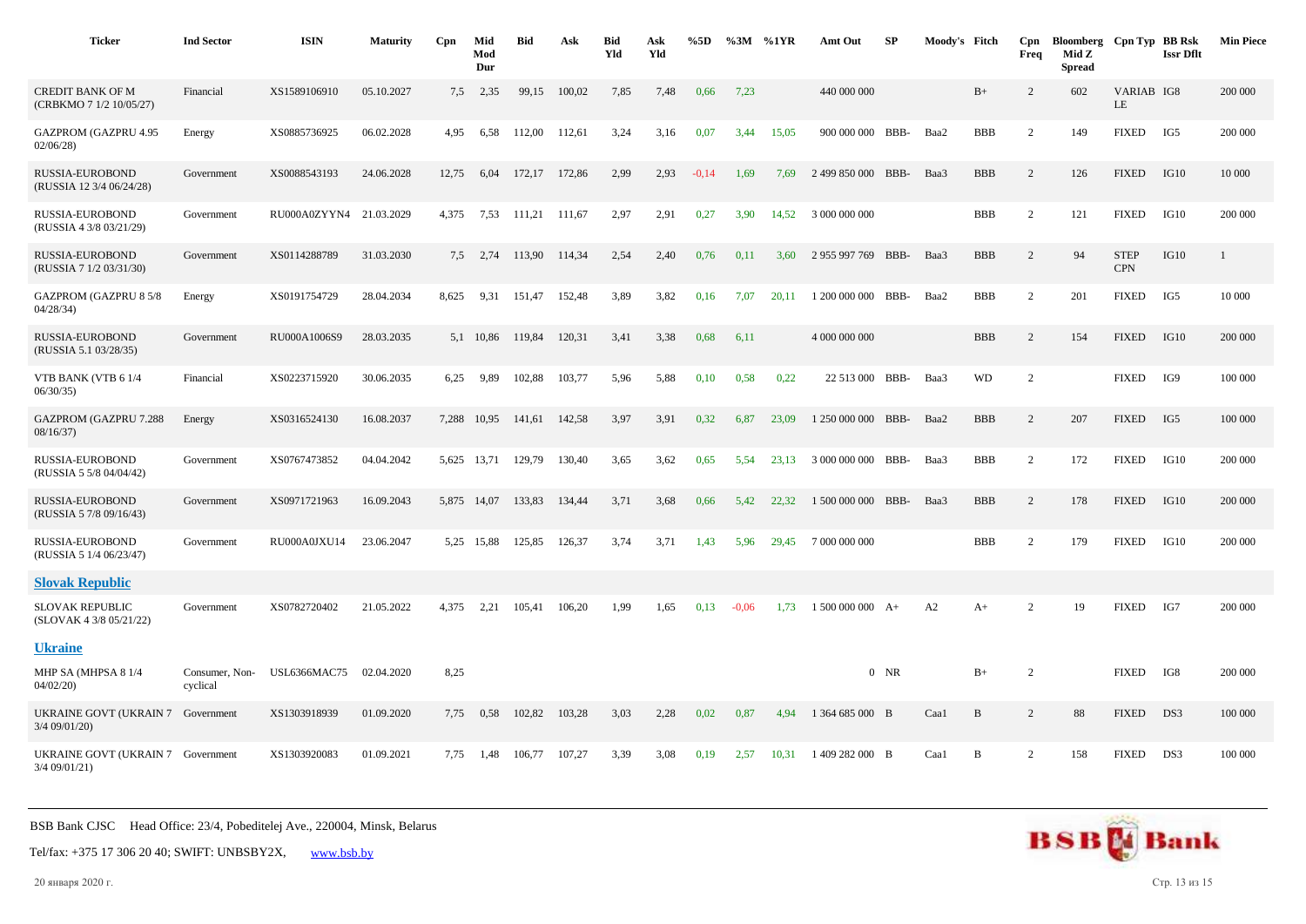| Ticker | Ind Sector | ISIN | Maturity | Cpn | Mid Mod Dur | Bid | Ask | Bid Yld | Ask Yld | %5D | %3M | %1YR | Amt Out | SP | Moody's | Fitch | Cpn Freq | Bloomberg Mid Z Spread | Cpn Typ | BB Rsk Issr Dflt | Min Piece |
|---|---|---|---|---|---|---|---|---|---|---|---|---|---|---|---|---|---|---|---|---|---|
| CREDIT BANK OF M (CRBKMO 7 1/2 10/05/27) | Financial | XS1589106910 | 05.10.2027 | 7,5 | 2,35 | 99,15 | 100,02 | 7,85 | 7,48 | 0,66 | 7,23 | | 440 000 000 | | | B+ | 2 | 602 | VARIABLE | IG8 | 200 000 |
| GAZPROM (GAZPRU 4.95 02/06/28) | Energy | XS0885736925 | 06.02.2028 | 4,95 | 6,58 | 112,00 | 112,61 | 3,24 | 3,16 | 0,07 | 3,44 | 15,05 | 900 000 000 | BBB- | Baa2 | BBB | 2 | 149 | FIXED | IG5 | 200 000 |
| RUSSIA-EUROBOND (RUSSIA 12 3/4 06/24/28) | Government | XS0088543193 | 24.06.2028 | 12,75 | 6,04 | 172,17 | 172,86 | 2,99 | 2,93 | -0,14 | 1,69 | 7,69 | 2 499 850 000 | BBB- | Baa3 | BBB | 2 | 126 | FIXED | IG10 | 10 000 |
| RUSSIA-EUROBOND (RUSSIA 4 3/8 03/21/29) | Government | RU000A0ZYYN4 | 21.03.2029 | 4,375 | 7,53 | 111,21 | 111,67 | 2,97 | 2,91 | 0,27 | 3,90 | 14,52 | 3 000 000 000 | | | BBB | 2 | 121 | FIXED | IG10 | 200 000 |
| RUSSIA-EUROBOND (RUSSIA 7 1/2 03/31/30) | Government | XS0114288789 | 31.03.2030 | 7,5 | 2,74 | 113,90 | 114,34 | 2,54 | 2,40 | 0,76 | 0,11 | 3,60 | 2 955 997 769 | BBB- | Baa3 | BBB | 2 | 94 | STEP CPN | IG10 | 1 |
| GAZPROM (GAZPRU 8 5/8 04/28/34) | Energy | XS0191754729 | 28.04.2034 | 8,625 | 9,31 | 151,47 | 152,48 | 3,89 | 3,82 | 0,16 | 7,07 | 20,11 | 1 200 000 000 | BBB- | Baa2 | BBB | 2 | 201 | FIXED | IG5 | 10 000 |
| RUSSIA-EUROBOND (RUSSIA 5.1 03/28/35) | Government | RU000A1006S9 | 28.03.2035 | 5,1 | 10,86 | 119,84 | 120,31 | 3,41 | 3,38 | 0,68 | 6,11 | | 4 000 000 000 | | | BBB | 2 | 154 | FIXED | IG10 | 200 000 |
| VTB BANK (VTB 6 1/4 06/30/35) | Financial | XS0223715920 | 30.06.2035 | 6,25 | 9,89 | 102,88 | 103,77 | 5,96 | 5,88 | 0,10 | 0,58 | 0,22 | 22 513 000 | BBB- | Baa3 | WD | 2 | | FIXED | IG9 | 100 000 |
| GAZPROM (GAZPRU 7.288 08/16/37) | Energy | XS0316524130 | 16.08.2037 | 7,288 | 10,95 | 141,61 | 142,58 | 3,97 | 3,91 | 0,32 | 6,87 | 23,09 | 1 250 000 000 | BBB- | Baa2 | BBB | 2 | 207 | FIXED | IG5 | 100 000 |
| RUSSIA-EUROBOND (RUSSIA 5 5/8 04/04/42) | Government | XS0767473852 | 04.04.2042 | 5,625 | 13,71 | 129,79 | 130,40 | 3,65 | 3,62 | 0,65 | 5,54 | 23,13 | 3 000 000 000 | BBB- | Baa3 | BBB | 2 | 172 | FIXED | IG10 | 200 000 |
| RUSSIA-EUROBOND (RUSSIA 5 7/8 09/16/43) | Government | XS0971721963 | 16.09.2043 | 5,875 | 14,07 | 133,83 | 134,44 | 3,71 | 3,68 | 0,66 | 5,42 | 22,32 | 1 500 000 000 | BBB- | Baa3 | BBB | 2 | 178 | FIXED | IG10 | 200 000 |
| RUSSIA-EUROBOND (RUSSIA 5 1/4 06/23/47) | Government | RU000A0JXU14 | 23.06.2047 | 5,25 | 15,88 | 125,85 | 126,37 | 3,74 | 3,71 | 1,43 | 5,96 | 29,45 | 7 000 000 000 | | | BBB | 2 | 179 | FIXED | IG10 | 200 000 |
| **Slovak Republic** | | | | | | | | | | | | | | | | | | | | | |
| SLOVAK REPUBLIC (SLOVAK 4 3/8 05/21/22) | Government | XS0782720402 | 21.05.2022 | 4,375 | 2,21 | 105,41 | 106,20 | 1,99 | 1,65 | 0,13 | -0,06 | 1,73 | 1 500 000 000 | A+ | A2 | A+ | 2 | 19 | FIXED | IG7 | 200 000 |
| **Ukraine** | | | | | | | | | | | | | | | | | | | | | |
| MHP SA (MHPSA 8 1/4 04/02/20) | Consumer, Non-cyclical | USL6366MAC75 | 02.04.2020 | 8,25 | | | | | | | | | 0 | NR | | B+ | 2 | | FIXED | IG8 | 200 000 |
| UKRAINE GOVT (UKRAIN 7 3/4 09/01/20) | Government | XS1303918939 | 01.09.2020 | 7,75 | 0,58 | 102,82 | 103,28 | 3,03 | 2,28 | 0,02 | 0,87 | 4,94 | 1 364 685 000 | B | Caa1 | B | 2 | 88 | FIXED | DS3 | 100 000 |
| UKRAINE GOVT (UKRAIN 7 3/4 09/01/21) | Government | XS1303920083 | 01.09.2021 | 7,75 | 1,48 | 106,77 | 107,27 | 3,39 | 3,08 | 0,19 | 2,57 | 10,31 | 1 409 282 000 | B | Caa1 | B | 2 | 158 | FIXED | DS3 | 100 000 |

BSB Bank CJSC   Head Office: 23/4, Pobeditelej Ave., 220004, Minsk, Belarus

Tel/fax: +375 17 306 20 40; SWIFT: UNBSBY2X,   www.bsb.by

20 января 2020 г.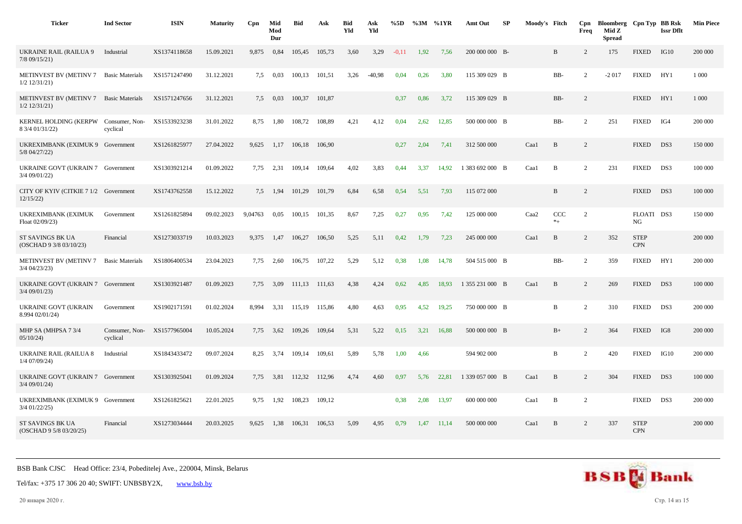| Ticker | Ind Sector | ISIN | Maturity | Cpn | Mid Mod Dur | Bid | Ask | Bid Yld | Ask Yld | %5D | %3M | %1YR | Amt Out | SP | Moody's | Fitch | Cpn Freq | Bloomberg Mid Z Spread | Cpn Typ | BB Rsk Issr Dflt | Min Piece |
|---|---|---|---|---|---|---|---|---|---|---|---|---|---|---|---|---|---|---|---|---|---|
| UKRAINE RAIL (RAILUA 9 7/8 09/15/21) | Industrial | XS1374118658 | 15.09.2021 | 9,875 | 0,84 | 105,45 | 105,73 | 3,60 | 3,29 | -0,11 | 1,92 | 7,56 | 200 000 000 | B- | | B | 2 | 175 | FIXED | IG10 | 200 000 |
| METINVEST BV (METINV 7 1/2 12/31/21) | Basic Materials | XS1571247490 | 31.12.2021 | 7,5 | 0,03 | 100,13 | 101,51 | 3,26 | -40,98 | 0,04 | 0,26 | 3,80 | 115 309 029 | B | | BB- | 2 | -2 017 | FIXED | HY1 | 1 000 |
| METINVEST BV (METINV 7 1/2 12/31/21) | Basic Materials | XS1571247656 | 31.12.2021 | 7,5 | 0,03 | 100,37 | 101,87 | | | 0,37 | 0,86 | 3,72 | 115 309 029 | B | | BB- | 2 | | FIXED | HY1 | 1 000 |
| KERNEL HOLDING (KERPW 8 3/4 01/31/22) | Consumer, Non-cyclical | XS1533923238 | 31.01.2022 | 8,75 | 1,80 | 108,72 | 108,89 | 4,21 | 4,12 | 0,04 | 2,62 | 12,85 | 500 000 000 | B | | BB- | 2 | 251 | FIXED | IG4 | 200 000 |
| UKREXIMBANK (EXIMUK 9 5/8 04/27/22) | Government | XS1261825977 | 27.04.2022 | 9,625 | 1,17 | 106,18 | 106,90 | | | 0,27 | 2,04 | 7,41 | 312 500 000 | | Caa1 | B | 2 | | FIXED | DS3 | 150 000 |
| UKRAINE GOVT (UKRAIN 7 3/4 09/01/22) | Government | XS1303921214 | 01.09.2022 | 7,75 | 2,31 | 109,14 | 109,64 | 4,02 | 3,83 | 0,44 | 3,37 | 14,92 | 1 383 692 000 | B | Caa1 | B | 2 | 231 | FIXED | DS3 | 100 000 |
| CITY OF KYIV (CITKIE 7 1/2 12/15/22) | Government | XS1743762558 | 15.12.2022 | 7,5 | 1,94 | 101,29 | 101,79 | 6,84 | 6,58 | 0,54 | 5,51 | 7,93 | 115 072 000 | | | B | 2 | | FIXED | DS3 | 100 000 |
| UKREXIMBANK (EXIMUK Float 02/09/23) | Government | XS1261825894 | 09.02.2023 | 9,04763 | 0,05 | 100,15 | 101,35 | 8,67 | 7,25 | 0,27 | 0,95 | 7,42 | 125 000 000 | | Caa2 | CCC *+ | 2 | | FLOATING | DS3 | 150 000 |
| ST SAVINGS BK UA (OSCHAD 9 3/8 03/10/23) | Financial | XS1273033719 | 10.03.2023 | 9,375 | 1,47 | 106,27 | 106,50 | 5,25 | 5,11 | 0,42 | 1,79 | 7,23 | 245 000 000 | | Caa1 | B | 2 | 352 | STEP CPN | | 200 000 |
| METINVEST BV (METINV 7 3/4 04/23/23) | Basic Materials | XS1806400534 | 23.04.2023 | 7,75 | 2,60 | 106,75 | 107,22 | 5,29 | 5,12 | 0,38 | 1,08 | 14,78 | 504 515 000 | B | | BB- | 2 | 359 | FIXED | HY1 | 200 000 |
| UKRAINE GOVT (UKRAIN 7 3/4 09/01/23) | Government | XS1303921487 | 01.09.2023 | 7,75 | 3,09 | 111,13 | 111,63 | 4,38 | 4,24 | 0,62 | 4,85 | 18,93 | 1 355 231 000 | B | Caa1 | B | 2 | 269 | FIXED | DS3 | 100 000 |
| UKRAINE GOVT (UKRAIN 8.994 02/01/24) | Government | XS1902171591 | 01.02.2024 | 8,994 | 3,31 | 115,19 | 115,86 | 4,80 | 4,63 | 0,95 | 4,52 | 19,25 | 750 000 000 | B | | B | 2 | 310 | FIXED | DS3 | 200 000 |
| MHP SA (MHPSA 7 3/4 05/10/24) | Consumer, Non-cyclical | XS1577965004 | 10.05.2024 | 7,75 | 3,62 | 109,26 | 109,64 | 5,31 | 5,22 | 0,15 | 3,21 | 16,88 | 500 000 000 | B | | B+ | 2 | 364 | FIXED | IG8 | 200 000 |
| UKRAINE RAIL (RAILUA 8 1/4 07/09/24) | Industrial | XS1843433472 | 09.07.2024 | 8,25 | 3,74 | 109,14 | 109,61 | 5,89 | 5,78 | 1,00 | 4,66 | | 594 902 000 | | | B | 2 | 420 | FIXED | IG10 | 200 000 |
| UKRAINE GOVT (UKRAIN 7 3/4 09/01/24) | Government | XS1303925041 | 01.09.2024 | 7,75 | 3,81 | 112,32 | 112,96 | 4,74 | 4,60 | 0,97 | 5,76 | 22,81 | 1 339 057 000 | B | Caa1 | B | 2 | 304 | FIXED | DS3 | 100 000 |
| UKREXIMBANK (EXIMUK 9 3/4 01/22/25) | Government | XS1261825621 | 22.01.2025 | 9,75 | 1,92 | 108,23 | 109,12 | | | 0,38 | 2,08 | 13,97 | 600 000 000 | | Caa1 | B | 2 | | FIXED | DS3 | 200 000 |
| ST SAVINGS BK UA (OSCHAD 9 5/8 03/20/25) | Financial | XS1273034444 | 20.03.2025 | 9,625 | 1,38 | 106,31 | 106,53 | 5,09 | 4,95 | 0,79 | 1,47 | 11,14 | 500 000 000 | | Caa1 | B | 2 | 337 | STEP CPN | | 200 000 |

BSB Bank CJSC Head Office: 23/4, Pobeditelej Ave., 220004, Minsk, Belarus

Tel/fax: +375 17 306 20 40; SWIFT: UNBSBY2X, www.bsb.by

20 января 2020 г.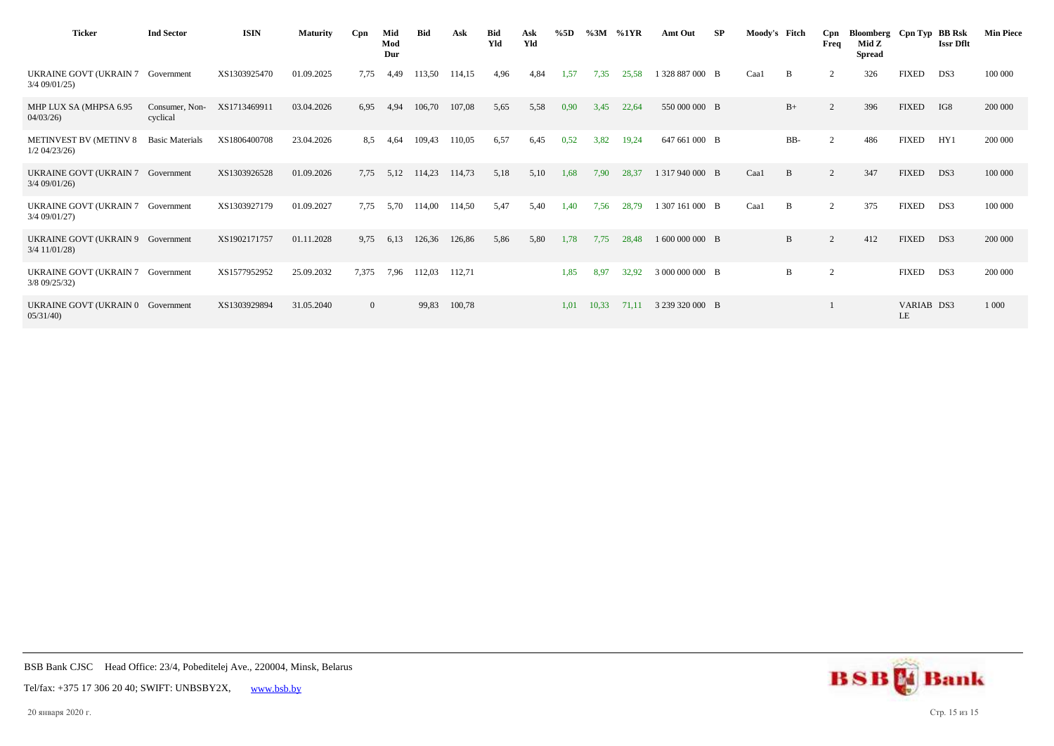| Ticker | Ind Sector | ISIN | Maturity | Cpn | Mid Mod Dur | Bid | Ask | Bid Yld | Ask Yld | %5D | %3M | %1YR | Amt Out | SP | Moody's | Fitch | Cpn Freq | Bloomberg Mid Z Spread | Cpn Typ | BB Rsk Issr Dflt | Min Piece |
|---|---|---|---|---|---|---|---|---|---|---|---|---|---|---|---|---|---|---|---|---|---|
| UKRAINE GOVT (UKRAIN 7 3/4 09/01/25) | Government | XS1303925470 | 01.09.2025 | 7,75 | 4,49 | 113,50 | 114,15 | 4,96 | 4,84 | 1,57 | 7,35 | 25,58 | 1 328 887 000 | B | Caa1 | B | 2 | 326 | FIXED | DS3 | 100 000 |
| MHP LUX SA (MHPSA 6.95 04/03/26) | Consumer, Non-cyclical | XS1713469911 | 03.04.2026 | 6,95 | 4,94 | 106,70 | 107,08 | 5,65 | 5,58 | 0,90 | 3,45 | 22,64 | 550 000 000 | B | | B+ | 2 | 396 | FIXED | IG8 | 200 000 |
| METINVEST BV (METINV 8 1/2 04/23/26) | Basic Materials | XS1806400708 | 23.04.2026 | 8,5 | 4,64 | 109,43 | 110,05 | 6,57 | 6,45 | 0,52 | 3,82 | 19,24 | 647 661 000 | B | | BB- | 2 | 486 | FIXED | HY1 | 200 000 |
| UKRAINE GOVT (UKRAIN 7 3/4 09/01/26) | Government | XS1303926528 | 01.09.2026 | 7,75 | 5,12 | 114,23 | 114,73 | 5,18 | 5,10 | 1,68 | 7,90 | 28,37 | 1 317 940 000 | B | Caa1 | B | 2 | 347 | FIXED | DS3 | 100 000 |
| UKRAINE GOVT (UKRAIN 7 3/4 09/01/27) | Government | XS1303927179 | 01.09.2027 | 7,75 | 5,70 | 114,00 | 114,50 | 5,47 | 5,40 | 1,40 | 7,56 | 28,79 | 1 307 161 000 | B | Caa1 | B | 2 | 375 | FIXED | DS3 | 100 000 |
| UKRAINE GOVT (UKRAIN 9 3/4 11/01/28) | Government | XS1902171757 | 01.11.2028 | 9,75 | 6,13 | 126,36 | 126,86 | 5,86 | 5,80 | 1,78 | 7,75 | 28,48 | 1 600 000 000 | B | | B | 2 | 412 | FIXED | DS3 | 200 000 |
| UKRAINE GOVT (UKRAIN 7 3/8 09/25/32) | Government | XS1577952952 | 25.09.2032 | 7,375 | 7,96 | 112,03 | 112,71 | | | 1,85 | 8,97 | 32,92 | 3 000 000 000 | B | | B | 2 | | FIXED | DS3 | 200 000 |
| UKRAINE GOVT (UKRAIN 0 05/31/40) | Government | XS1303929894 | 31.05.2040 | 0 | | 99,83 | 100,78 | | | 1,01 | 10,33 | 71,11 | 3 239 320 000 | B | | | 1 | | VARIABLE | DS3 | 1 000 |

BSB Bank CJSC Head Office: 23/4, Pobeditelej Ave., 220004, Minsk, Belarus

Tel/fax: +375 17 306 20 40; SWIFT: UNBSBY2X, www.bsb.by

20 января 2020 г.